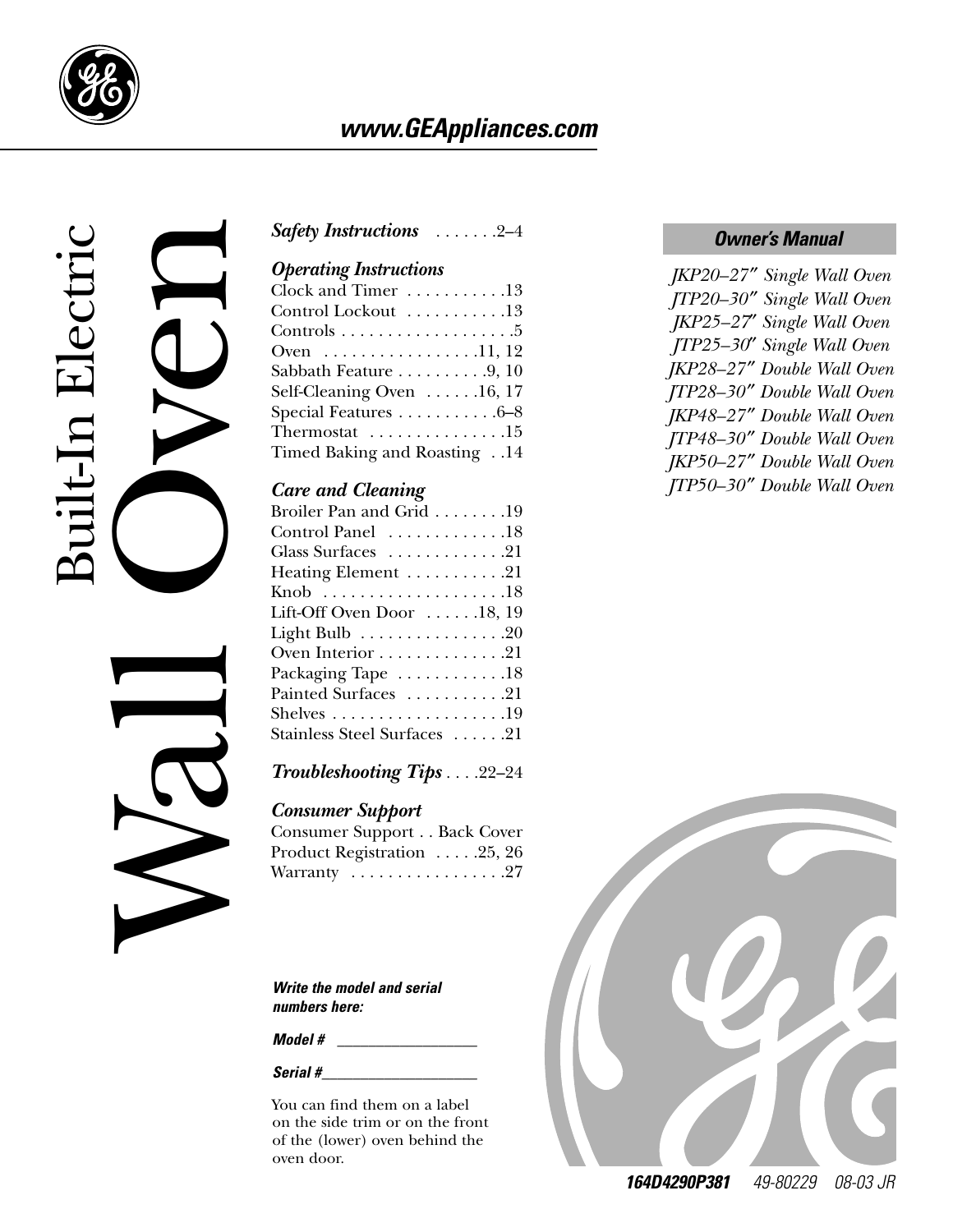www.GEAppliances.com

# Built-In Electric Wall Oven

## Owner's Manual

*JKP20–27″ Single Wall Oven*
*JTP20–30″ Single Wall Oven*
*JKP25–27″ Single Wall Oven*
*JTP25–30″ Single Wall Oven*
*JKP28–27″ Double Wall Oven*
*JTP28–30″ Double Wall Oven*
*JKP48–27″ Double Wall Oven*
*JTP48–30″ Double Wall Oven*
*JKP50–27″ Double Wall Oven*
*JTP50–30″ Double Wall Oven*

***Safety Instructions*** . . . . . . .2–4

***Operating Instructions***
Clock and Timer . . . . . . . . . . .13
Control Lockout . . . . . . . . . . .13
Controls . . . . . . . . . . . . . . . . . . .5
Oven . . . . . . . . . . . . . . . . .11, 12
Sabbath Feature . . . . . . . . . .9, 10
Self-Cleaning Oven . . . . . .16, 17
Special Features . . . . . . . . . . .6–8
Thermostat . . . . . . . . . . . . . . .15
Timed Baking and Roasting . . .14

***Care and Cleaning***
Broiler Pan and Grid . . . . . . . .19
Control Panel . . . . . . . . . . . . .18
Glass Surfaces . . . . . . . . . . . . .21
Heating Element . . . . . . . . . . .21
Knob . . . . . . . . . . . . . . . . . . . .18
Lift-Off Oven Door . . . . . .18, 19
Light Bulb . . . . . . . . . . . . . . . .20
Oven Interior . . . . . . . . . . . . . .21
Packaging Tape . . . . . . . . . . . .18
Painted Surfaces . . . . . . . . . . .21
Shelves . . . . . . . . . . . . . . . . . . .19
Stainless Steel Surfaces . . . . . .21

***Troubleshooting Tips*** . . . .22–24

***Consumer Support***
Consumer Support . . Back Cover
Product Registration . . . . .25, 26
Warranty . . . . . . . . . . . . . . . . .27

***Write the model and serial numbers here:***

***Model #*** ___________________

***Serial #***_____________________

You can find them on a label on the side trim or on the front of the (lower) oven behind the oven door.

***164D4290P381*** *49-80229 08-03 JR*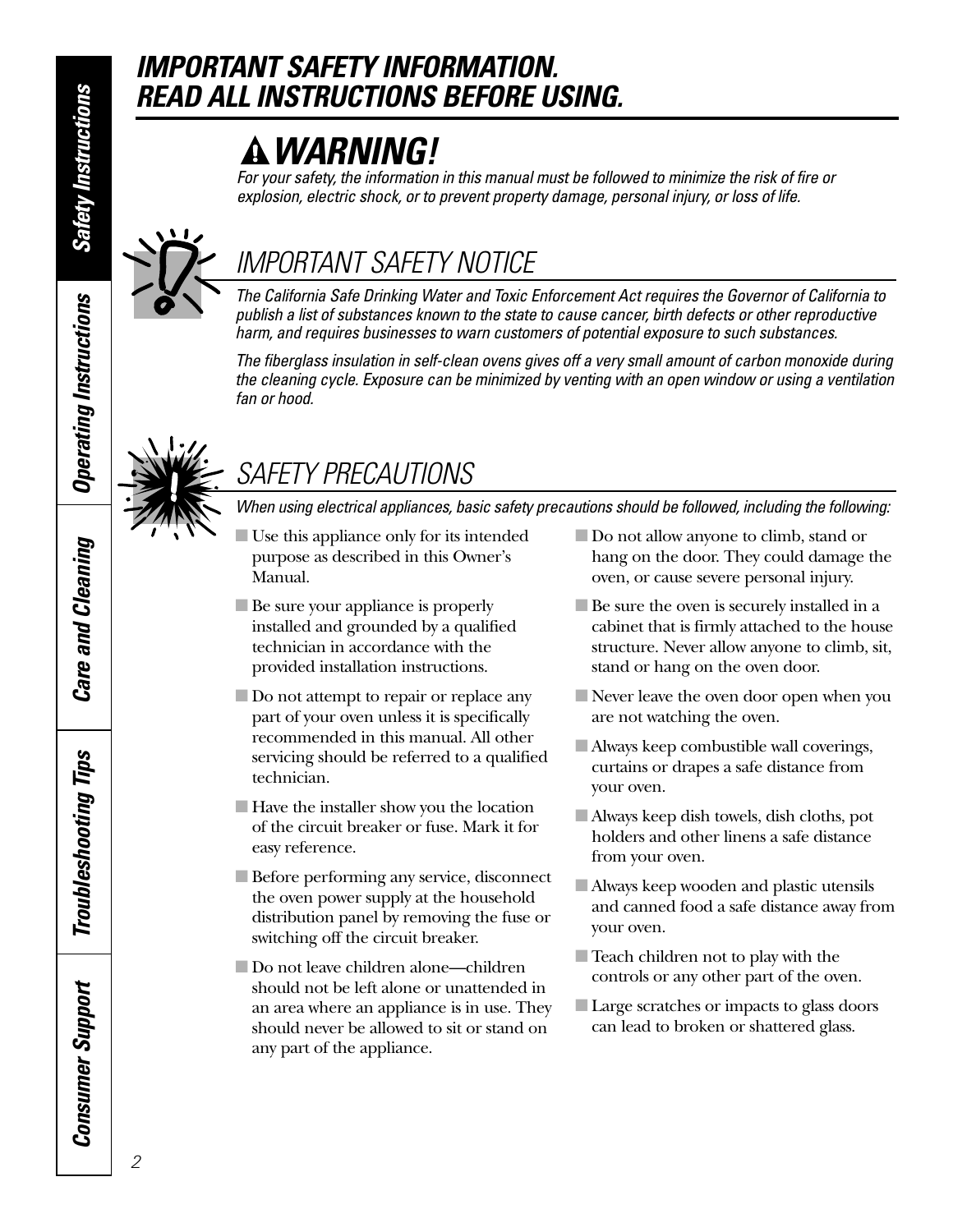# IMPORTANT SAFETY INFORMATION. READ ALL INSTRUCTIONS BEFORE USING.

## ⚠ WARNING!

*For your safety, the information in this manual must be followed to minimize the risk of fire or explosion, electric shock, or to prevent property damage, personal injury, or loss of life.*

## IMPORTANT SAFETY NOTICE

*The California Safe Drinking Water and Toxic Enforcement Act requires the Governor of California to publish a list of substances known to the state to cause cancer, birth defects or other reproductive harm, and requires businesses to warn customers of potential exposure to such substances.*

*The fiberglass insulation in self-clean ovens gives off a very small amount of carbon monoxide during the cleaning cycle. Exposure can be minimized by venting with an open window or using a ventilation fan or hood.*

## SAFETY PRECAUTIONS

*When using electrical appliances, basic safety precautions should be followed, including the following:*

- Use this appliance only for its intended purpose as described in this Owner's Manual.
- Be sure your appliance is properly installed and grounded by a qualified technician in accordance with the provided installation instructions.
- Do not attempt to repair or replace any part of your oven unless it is specifically recommended in this manual. All other servicing should be referred to a qualified technician.
- Have the installer show you the location of the circuit breaker or fuse. Mark it for easy reference.
- Before performing any service, disconnect the oven power supply at the household distribution panel by removing the fuse or switching off the circuit breaker.
- Do not leave children alone—children should not be left alone or unattended in an area where an appliance is in use. They should never be allowed to sit or stand on any part of the appliance.
- Do not allow anyone to climb, stand or hang on the door. They could damage the oven, or cause severe personal injury.
- Be sure the oven is securely installed in a cabinet that is firmly attached to the house structure. Never allow anyone to climb, sit, stand or hang on the oven door.
- Never leave the oven door open when you are not watching the oven.
- Always keep combustible wall coverings, curtains or drapes a safe distance from your oven.
- Always keep dish towels, dish cloths, pot holders and other linens a safe distance from your oven.
- Always keep wooden and plastic utensils and canned food a safe distance away from your oven.
- Teach children not to play with the controls or any other part of the oven.
- Large scratches or impacts to glass doors can lead to broken or shattered glass.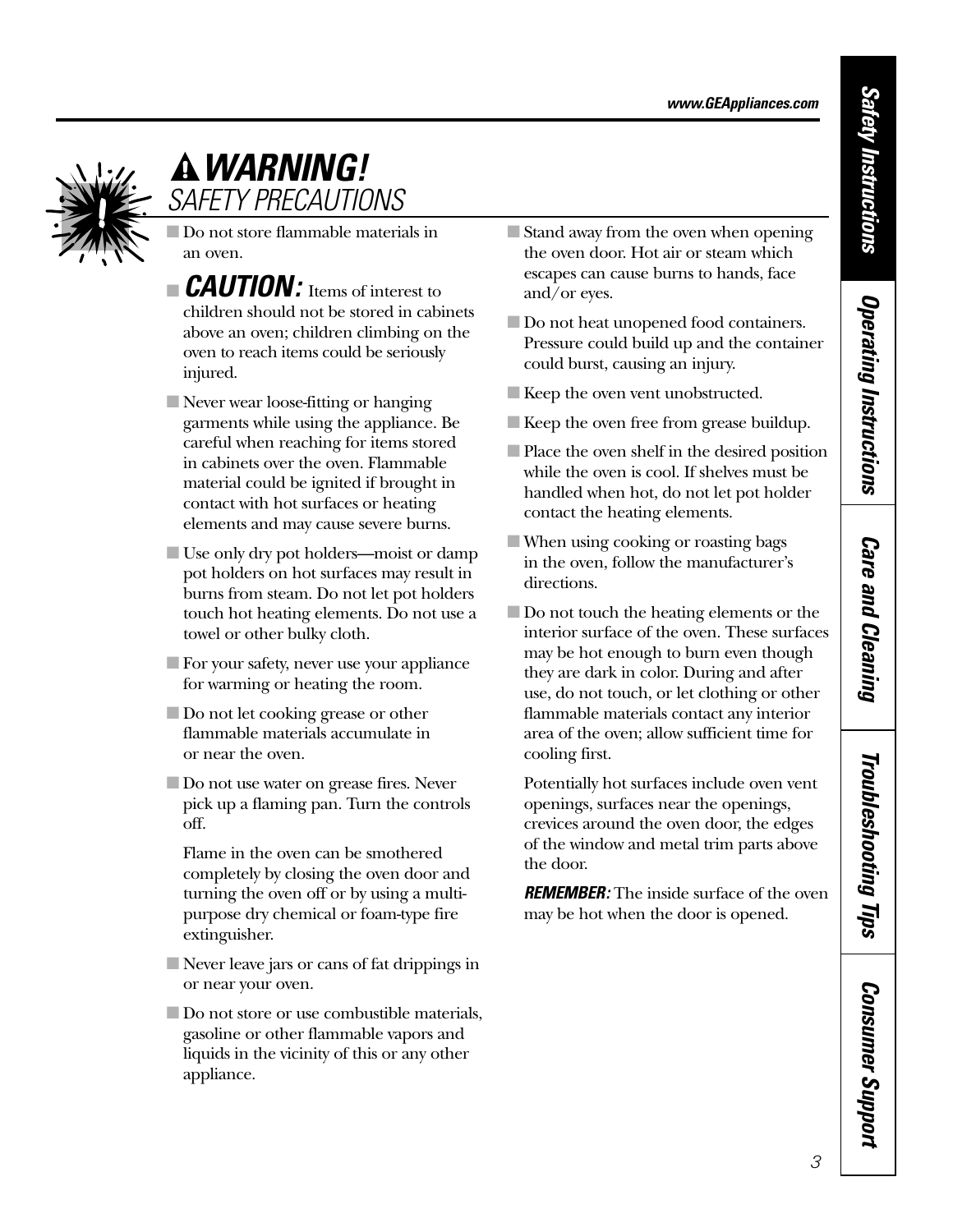# ⚠ WARNING!

## SAFETY PRECAUTIONS

- Do not store flammable materials in an oven.
- ***CAUTION:*** Items of interest to children should not be stored in cabinets above an oven; children climbing on the oven to reach items could be seriously injured.
- Never wear loose-fitting or hanging garments while using the appliance. Be careful when reaching for items stored in cabinets over the oven. Flammable material could be ignited if brought in contact with hot surfaces or heating elements and may cause severe burns.
- Use only dry pot holders—moist or damp pot holders on hot surfaces may result in burns from steam. Do not let pot holders touch hot heating elements. Do not use a towel or other bulky cloth.
- For your safety, never use your appliance for warming or heating the room.
- Do not let cooking grease or other flammable materials accumulate in or near the oven.
- Do not use water on grease fires. Never pick up a flaming pan. Turn the controls off.

  Flame in the oven can be smothered completely by closing the oven door and turning the oven off or by using a multi-purpose dry chemical or foam-type fire extinguisher.
- Never leave jars or cans of fat drippings in or near your oven.
- Do not store or use combustible materials, gasoline or other flammable vapors and liquids in the vicinity of this or any other appliance.
- Stand away from the oven when opening the oven door. Hot air or steam which escapes can cause burns to hands, face and/or eyes.
- Do not heat unopened food containers. Pressure could build up and the container could burst, causing an injury.
- Keep the oven vent unobstructed.
- Keep the oven free from grease buildup.
- Place the oven shelf in the desired position while the oven is cool. If shelves must be handled when hot, do not let pot holder contact the heating elements.
- When using cooking or roasting bags in the oven, follow the manufacturer's directions.
- Do not touch the heating elements or the interior surface of the oven. These surfaces may be hot enough to burn even though they are dark in color. During and after use, do not touch, or let clothing or other flammable materials contact any interior area of the oven; allow sufficient time for cooling first.

  Potentially hot surfaces include oven vent openings, surfaces near the openings, crevices around the oven door, the edges of the window and metal trim parts above the door.

  ***REMEMBER:*** The inside surface of the oven may be hot when the door is opened.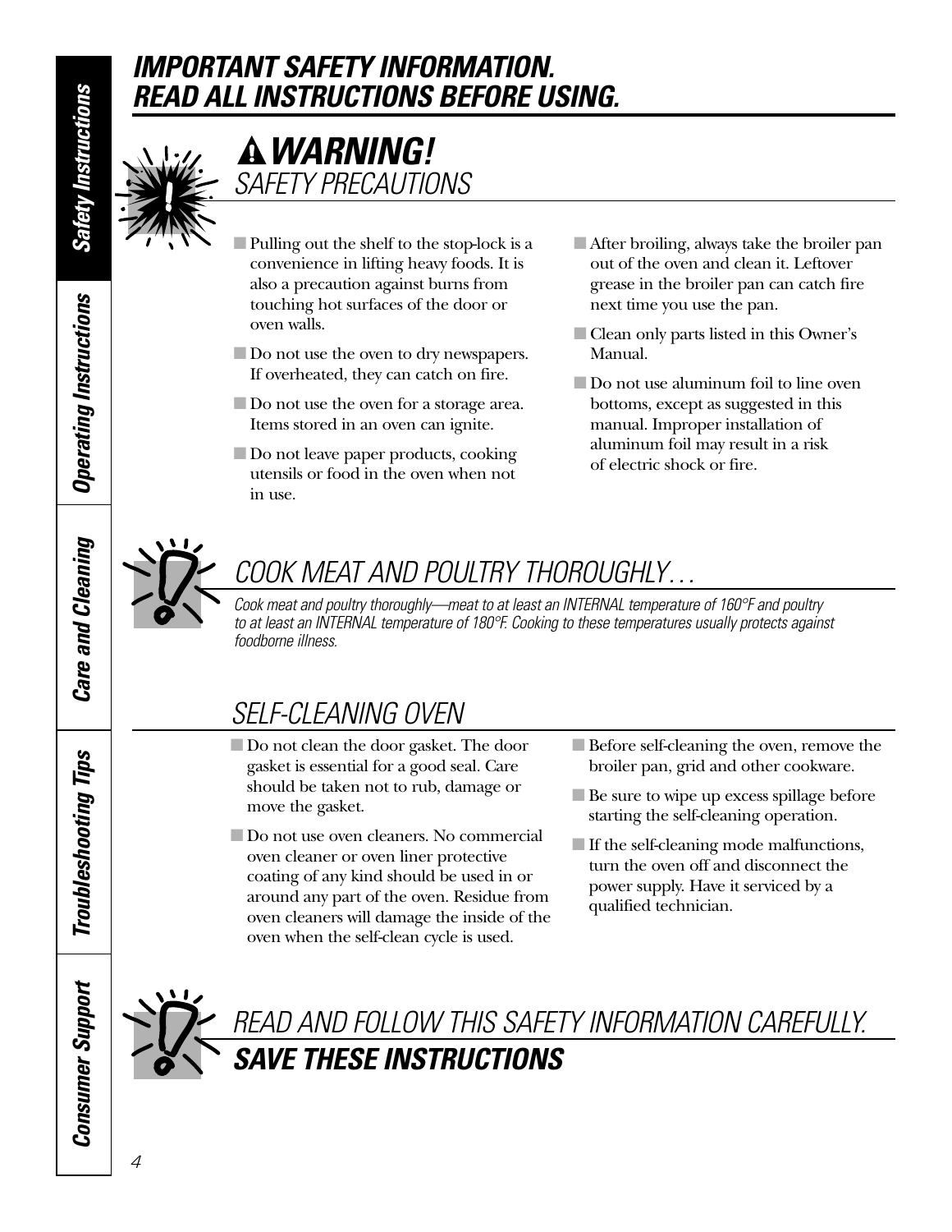# IMPORTANT SAFETY INFORMATION. READ ALL INSTRUCTIONS BEFORE USING.

## WARNING!

### SAFETY PRECAUTIONS

- Pulling out the shelf to the stop-lock is a convenience in lifting heavy foods. It is also a precaution against burns from touching hot surfaces of the door or oven walls.
- Do not use the oven to dry newspapers. If overheated, they can catch on fire.
- Do not use the oven for a storage area. Items stored in an oven can ignite.
- Do not leave paper products, cooking utensils or food in the oven when not in use.
- After broiling, always take the broiler pan out of the oven and clean it. Leftover grease in the broiler pan can catch fire next time you use the pan.
- Clean only parts listed in this Owner's Manual.
- Do not use aluminum foil to line oven bottoms, except as suggested in this manual. Improper installation of aluminum foil may result in a risk of electric shock or fire.

## COOK MEAT AND POULTRY THOROUGHLY…

*Cook meat and poultry thoroughly—meat to at least an INTERNAL temperature of 160°F and poultry to at least an INTERNAL temperature of 180°F. Cooking to these temperatures usually protects against foodborne illness.*

## SELF-CLEANING OVEN

- Do not clean the door gasket. The door gasket is essential for a good seal. Care should be taken not to rub, damage or move the gasket.
- Do not use oven cleaners. No commercial oven cleaner or oven liner protective coating of any kind should be used in or around any part of the oven. Residue from oven cleaners will damage the inside of the oven when the self-clean cycle is used.
- Before self-cleaning the oven, remove the broiler pan, grid and other cookware.
- Be sure to wipe up excess spillage before starting the self-cleaning operation.
- If the self-cleaning mode malfunctions, turn the oven off and disconnect the power supply. Have it serviced by a qualified technician.

## READ AND FOLLOW THIS SAFETY INFORMATION CAREFULLY.

## SAVE THESE INSTRUCTIONS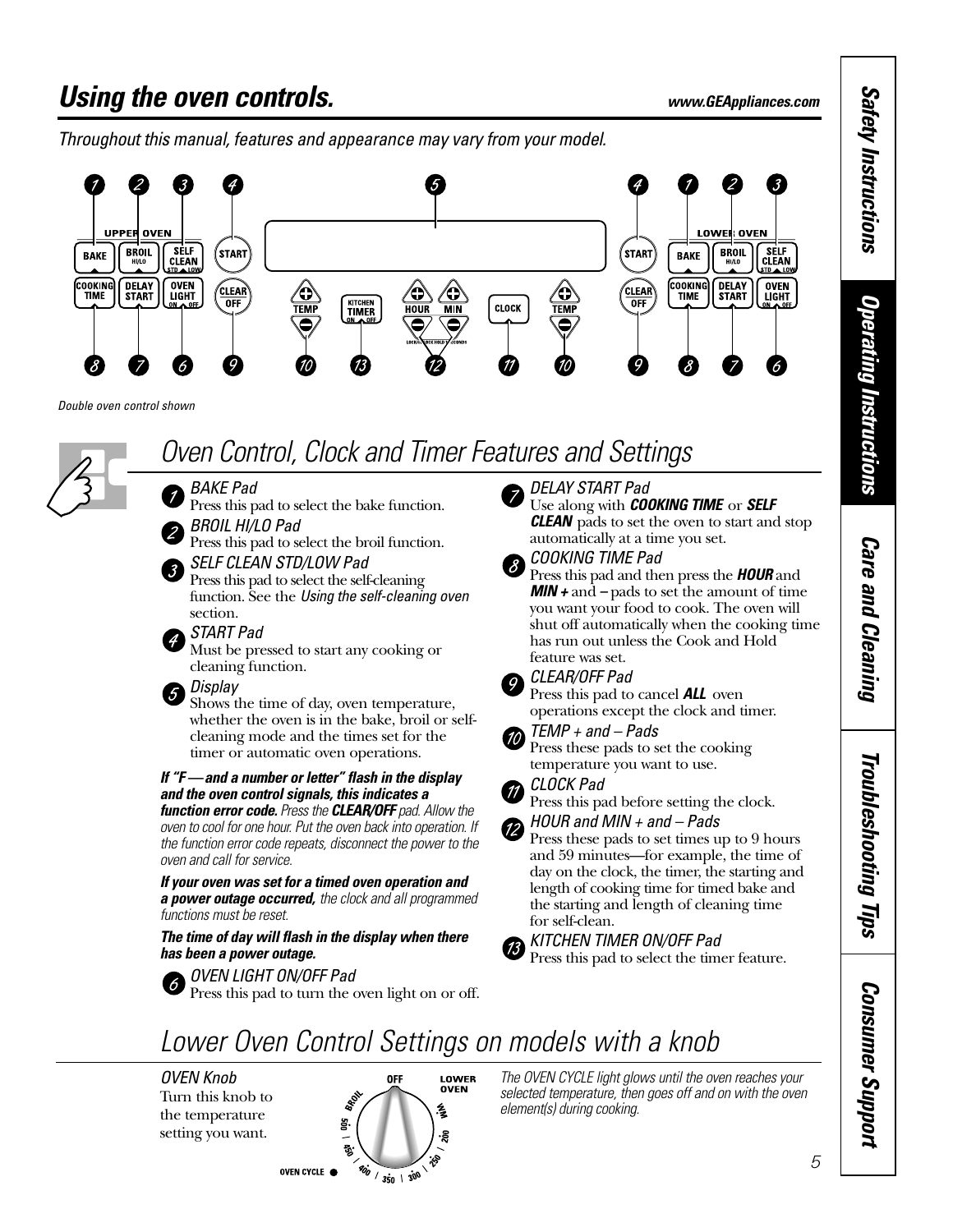# Using the oven controls.

*Throughout this manual, features and appearance may vary from your model.*

*Double oven control shown*

## Oven Control, Clock and Timer Features and Settings

**1** *BAKE Pad*
Press this pad to select the bake function.

**2** *BROIL HI/LO Pad*
Press this pad to select the broil function.

**3** *SELF CLEAN STD/LOW Pad*
Press this pad to select the self-cleaning function. See the *Using the self-cleaning oven* section.

**4** *START Pad*
Must be pressed to start any cooking or cleaning function.

**5** *Display*
Shows the time of day, oven temperature, whether the oven is in the bake, broil or self-cleaning mode and the times set for the timer or automatic oven operations.

***If "F—and a number or letter" flash in the display and the oven control signals, this indicates a function error code.*** *Press the* ***CLEAR/OFF*** *pad. Allow the oven to cool for one hour. Put the oven back into operation. If the function error code repeats, disconnect the power to the oven and call for service.*

***If your oven was set for a timed oven operation and a power outage occurred,*** *the clock and all programmed functions must be reset.*

***The time of day will flash in the display when there has been a power outage.***

**6** *OVEN LIGHT ON/OFF Pad*
Press this pad to turn the oven light on or off.

**7** *DELAY START Pad*
Use along with ***COOKING TIME*** or ***SELF CLEAN*** pads to set the oven to start and stop automatically at a time you set.

**8** *COOKING TIME Pad*
Press this pad and then press the ***HOUR*** and ***MIN +*** and ***–*** pads to set the amount of time you want your food to cook. The oven will shut off automatically when the cooking time has run out unless the Cook and Hold feature was set.

**9** *CLEAR/OFF Pad*
Press this pad to cancel ***ALL*** oven operations except the clock and timer.

**10** *TEMP + and – Pads*
Press these pads to set the cooking temperature you want to use.

**11** *CLOCK Pad*
Press this pad before setting the clock.

**12** *HOUR and MIN + and – Pads*
Press these pads to set times up to 9 hours and 59 minutes—for example, the time of day on the clock, the timer, the starting and length of cooking time for timed bake and the starting and length of cleaning time for self-clean.

**13** *KITCHEN TIMER ON/OFF Pad*
Press this pad to select the timer feature.

## Lower Oven Control Settings on models with a knob

*OVEN Knob*
Turn this knob to the temperature setting you want.

*The OVEN CYCLE light glows until the oven reaches your selected temperature, then goes off and on with the oven element(s) during cooking.*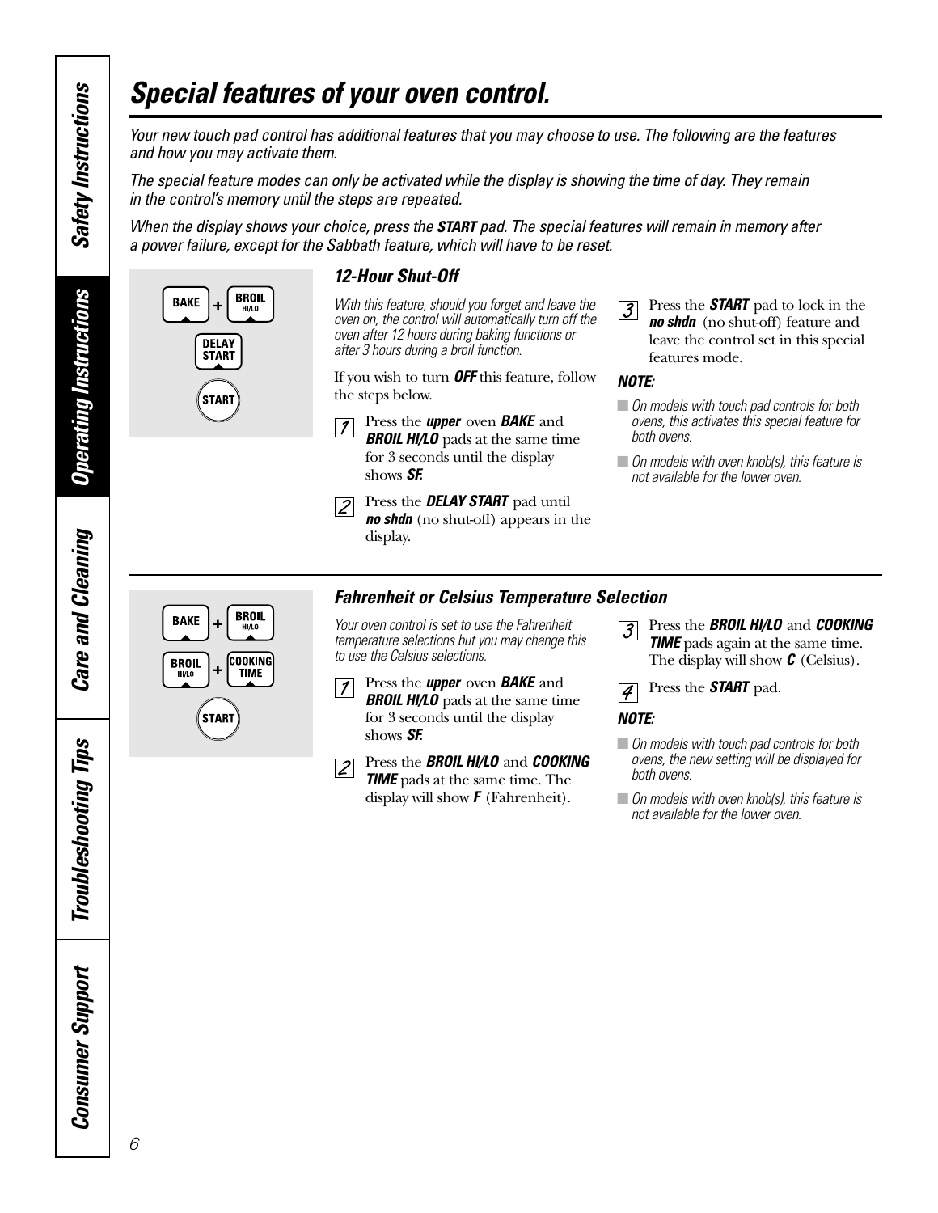# Special features of your oven control.

*Your new touch pad control has additional features that you may choose to use. The following are the features and how you may activate them.*

*The special feature modes can only be activated while the display is showing the time of day. They remain in the control's memory until the steps are repeated.*

*When the display shows your choice, press the **START** pad. The special features will remain in memory after a power failure, except for the Sabbath feature, which will have to be reset.*

### 12-Hour Shut-Off

*With this feature, should you forget and leave the oven on, the control will automatically turn off the oven after 12 hours during baking functions or after 3 hours during a broil function.*

If you wish to turn ***OFF*** this feature, follow the steps below.

1. Press the ***upper*** oven ***BAKE*** and ***BROIL HI/LO*** pads at the same time for 3 seconds until the display shows ***SF.***
2. Press the ***DELAY START*** pad until ***no shdn*** (no shut-off) appears in the display.
3. Press the ***START*** pad to lock in the ***no shdn*** (no shut-off) feature and leave the control set in this special features mode.

***NOTE:***

- *On models with touch pad controls for both ovens, this activates this special feature for both ovens.*
- *On models with oven knob(s), this feature is not available for the lower oven.*

### Fahrenheit or Celsius Temperature Selection

*Your oven control is set to use the Fahrenheit temperature selections but you may change this to use the Celsius selections.*

1. Press the ***upper*** oven ***BAKE*** and ***BROIL HI/LO*** pads at the same time for 3 seconds until the display shows ***SF.***
2. Press the ***BROIL HI/LO*** and ***COOKING TIME*** pads at the same time. The display will show ***F*** (Fahrenheit).
3. Press the ***BROIL HI/LO*** and ***COOKING TIME*** pads again at the same time. The display will show ***C*** (Celsius).
4. Press the ***START*** pad.

***NOTE:***

- *On models with touch pad controls for both ovens, the new setting will be displayed for both ovens.*
- *On models with oven knob(s), this feature is not available for the lower oven.*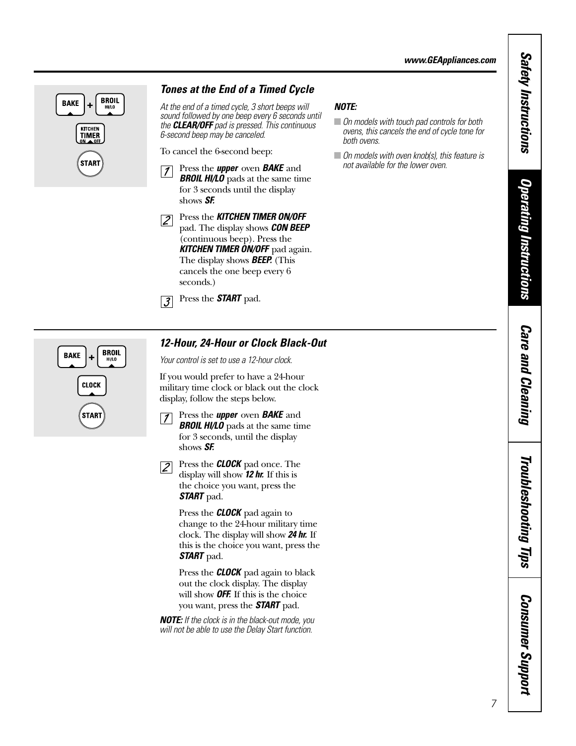## Tones at the End of a Timed Cycle

*At the end of a timed cycle, 3 short beeps will sound followed by one beep every 6 seconds until the **CLEAR/OFF** pad is pressed. This continuous 6-second beep may be canceled.*

To cancel the 6-second beep:

1. Press the ***upper*** oven ***BAKE*** and ***BROIL HI/LO*** pads at the same time for 3 seconds until the display shows ***SF.***
2. Press the ***KITCHEN TIMER ON/OFF*** pad. The display shows ***CON BEEP*** (continuous beep). Press the ***KITCHEN TIMER ON/OFF*** pad again. The display shows ***BEEP.*** (This cancels the one beep every 6 seconds.)
3. Press the ***START*** pad.

***NOTE:***

- *On models with touch pad controls for both ovens, this cancels the end of cycle tone for both ovens.*
- *On models with oven knob(s), this feature is not available for the lower oven.*

## 12-Hour, 24-Hour or Clock Black-Out

*Your control is set to use a 12-hour clock.*

If you would prefer to have a 24-hour military time clock or black out the clock display, follow the steps below.

1. Press the ***upper*** oven ***BAKE*** and ***BROIL HI/LO*** pads at the same time for 3 seconds, until the display shows ***SF.***
2. Press the ***CLOCK*** pad once. The display will show ***12 hr.*** If this is the choice you want, press the ***START*** pad.

   Press the ***CLOCK*** pad again to change to the 24-hour military time clock. The display will show ***24 hr.*** If this is the choice you want, press the ***START*** pad.

   Press the ***CLOCK*** pad again to black out the clock display. The display will show ***OFF.*** If this is the choice you want, press the ***START*** pad.

***NOTE:*** *If the clock is in the black-out mode, you will not be able to use the Delay Start function.*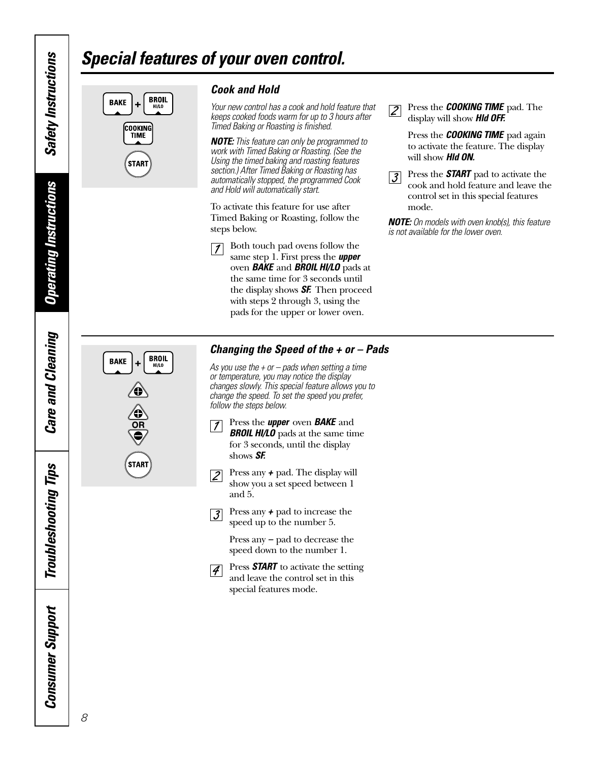# Special features of your oven control.

### *Cook and Hold*

*Your new control has a cook and hold feature that keeps cooked foods warm for up to 3 hours after Timed Baking or Roasting is finished.*

***NOTE:*** *This feature can only be programmed to work with Timed Baking or Roasting. (See the Using the timed baking and roasting features section.) After Timed Baking or Roasting has automatically stopped, the programmed Cook and Hold will automatically start.*

To activate this feature for use after Timed Baking or Roasting, follow the steps below.

1. Both touch pad ovens follow the same step 1. First press the ***upper*** oven ***BAKE*** and ***BROIL HI/LO*** pads at the same time for 3 seconds until the display shows ***SF.*** Then proceed with steps 2 through 3, using the pads for the upper or lower oven.

2. Press the ***COOKING TIME*** pad. The display will show ***Hld OFF.***

   Press the ***COOKING TIME*** pad again to activate the feature. The display will show ***Hld ON.***

3. Press the ***START*** pad to activate the cook and hold feature and leave the control set in this special features mode.

***NOTE:*** *On models with oven knob(s), this feature is not available for the lower oven.*

### *Changing the Speed of the + or – Pads*

*As you use the + or – pads when setting a time or temperature, you may notice the display changes slowly. This special feature allows you to change the speed. To set the speed you prefer, follow the steps below.*

1. Press the ***upper*** oven ***BAKE*** and ***BROIL HI/LO*** pads at the same time for 3 seconds, until the display shows ***SF.***

2. Press any **+** pad. The display will show you a set speed between 1 and 5.

3. Press any **+** pad to increase the speed up to the number 5.

   Press any **–** pad to decrease the speed down to the number 1.

4. Press ***START*** to activate the setting and leave the control set in this special features mode.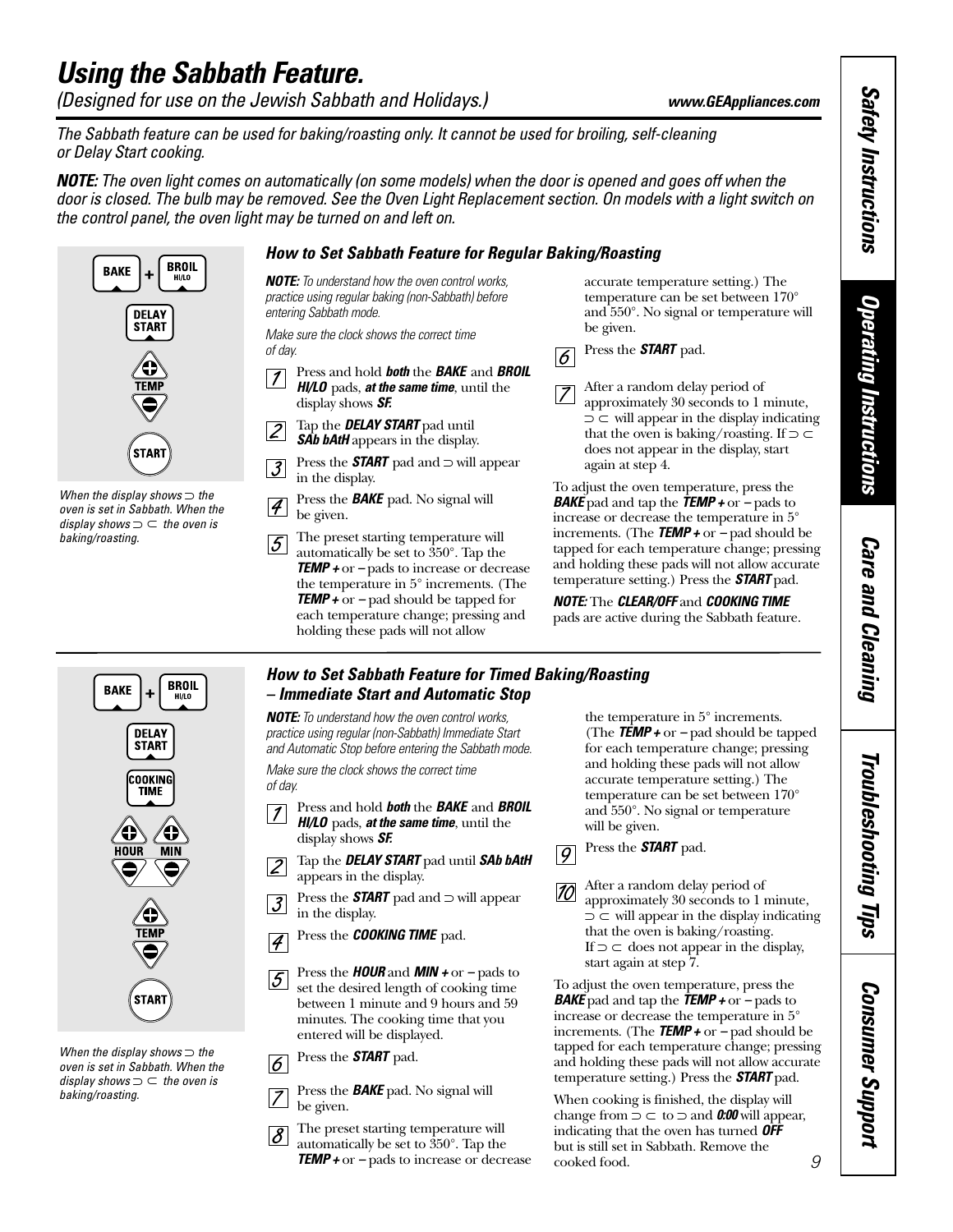# Using the Sabbath Feature.

*(Designed for use on the Jewish Sabbath and Holidays.)*

*The Sabbath feature can be used for baking/roasting only. It cannot be used for broiling, self-cleaning or Delay Start cooking.*

***NOTE:*** *The oven light comes on automatically (on some models) when the door is opened and goes off when the door is closed. The bulb may be removed. See the Oven Light Replacement section. On models with a light switch on the control panel, the oven light may be turned on and left on.*

BAKE + BROIL HI/LO
DELAY START
TEMP
START

*When the display shows ⊃ the oven is set in Sabbath. When the display shows ⊃ ⊂ the oven is baking/roasting.*

## How to Set Sabbath Feature for Regular Baking/Roasting

***NOTE:*** *To understand how the oven control works, practice using regular baking (non-Sabbath) before entering Sabbath mode.*

*Make sure the clock shows the correct time of day.*

1. Press and hold ***both*** the ***BAKE*** and ***BROIL HI/LO*** pads, ***at the same time***, until the display shows ***SF.***
2. Tap the ***DELAY START*** pad until ***SAb bAtH*** appears in the display.
3. Press the ***START*** pad and ⊃ will appear in the display.
4. Press the ***BAKE*** pad. No signal will be given.
5. The preset starting temperature will automatically be set to 350°. Tap the ***TEMP +*** or ***–*** pads to increase or decrease the temperature in 5° increments. (The ***TEMP +*** or ***–*** pad should be tapped for each temperature change; pressing and holding these pads will not allow accurate temperature setting.) The temperature can be set between 170° and 550°. No signal or temperature will be given.
6. Press the ***START*** pad.
7. After a random delay period of approximately 30 seconds to 1 minute, ⊃ ⊂ will appear in the display indicating that the oven is baking/roasting. If ⊃ ⊂ does not appear in the display, start again at step 4.

To adjust the oven temperature, press the ***BAKE*** pad and tap the ***TEMP +*** or ***–*** pads to increase or decrease the temperature in 5° increments. (The ***TEMP +*** or ***–*** pad should be tapped for each temperature change; pressing and holding these pads will not allow accurate temperature setting.) Press the ***START*** pad.

***NOTE:*** The ***CLEAR/OFF*** and ***COOKING TIME*** pads are active during the Sabbath feature.

BAKE + BROIL HI/LO
DELAY START
COOKING TIME
HOUR MIN
TEMP
START

*When the display shows ⊃ the oven is set in Sabbath. When the display shows ⊃ ⊂ the oven is baking/roasting.*

## How to Set Sabbath Feature for Timed Baking/Roasting – Immediate Start and Automatic Stop

***NOTE:*** *To understand how the oven control works, practice using regular (non-Sabbath) Immediate Start and Automatic Stop before entering the Sabbath mode.*

*Make sure the clock shows the correct time of day.*

1. Press and hold ***both*** the ***BAKE*** and ***BROIL HI/LO*** pads, ***at the same time***, until the display shows ***SF.***
2. Tap the ***DELAY START*** pad until ***SAb bAtH*** appears in the display.
3. Press the ***START*** pad and ⊃ will appear in the display.
4. Press the ***COOKING TIME*** pad.
5. Press the ***HOUR*** and ***MIN +*** or ***–*** pads to set the desired length of cooking time between 1 minute and 9 hours and 59 minutes. The cooking time that you entered will be displayed.
6. Press the ***START*** pad.
7. Press the ***BAKE*** pad. No signal will be given.
8. The preset starting temperature will automatically be set to 350°. Tap the ***TEMP +*** or ***–*** pads to increase or decrease the temperature in 5° increments. (The ***TEMP +*** or ***–*** pad should be tapped for each temperature change; pressing and holding these pads will not allow accurate temperature setting.) The temperature can be set between 170° and 550°. No signal or temperature will be given.
9. Press the ***START*** pad.
10. After a random delay period of approximately 30 seconds to 1 minute, ⊃ ⊂ will appear in the display indicating that the oven is baking/roasting. If ⊃ ⊂ does not appear in the display, start again at step 7.

To adjust the oven temperature, press the ***BAKE*** pad and tap the ***TEMP +*** or ***–*** pads to increase or decrease the temperature in 5° increments. (The ***TEMP +*** or ***–*** pad should be tapped for each temperature change; pressing and holding these pads will not allow accurate temperature setting.) Press the ***START*** pad.

When cooking is finished, the display will change from ⊃ ⊂ to ⊃ and ***0:00*** will appear, indicating that the oven has turned ***OFF*** but is still set in Sabbath. Remove the cooked food.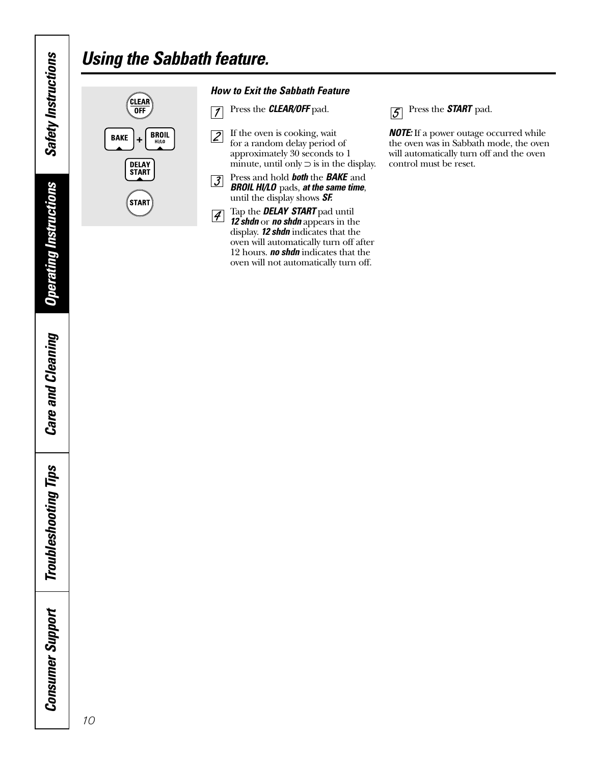# Using the Sabbath feature.

CLEAR OFF

BAKE + BROIL HI/LO

DELAY START

START

### How to Exit the Sabbath Feature

1. Press the ***CLEAR/OFF*** pad.
2. If the oven is cooking, wait for a random delay period of approximately 30 seconds to 1 minute, until only ⊃ is in the display.
3. Press and hold ***both*** the ***BAKE*** and ***BROIL HI/LO*** pads, ***at the same time***, until the display shows ***SF***.
4. Tap the ***DELAY START*** pad until ***12 shdn*** or ***no shdn*** appears in the display. ***12 shdn*** indicates that the oven will automatically turn off after 12 hours. ***no shdn*** indicates that the oven will not automatically turn off.
5. Press the ***START*** pad.

***NOTE:*** If a power outage occurred while the oven was in Sabbath mode, the oven will automatically turn off and the oven control must be reset.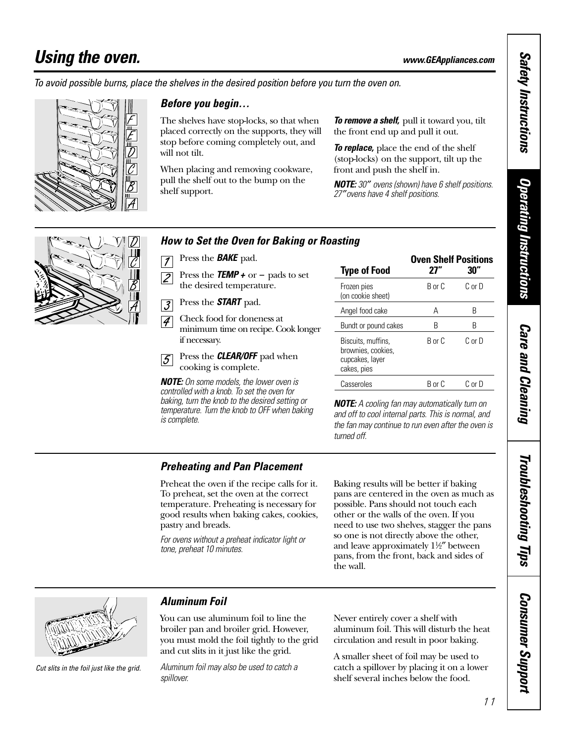# Using the oven.

*To avoid possible burns, place the shelves in the desired position before you turn the oven on.*

### *Before you begin…*

The shelves have stop-locks, so that when placed correctly on the supports, they will stop before coming completely out, and will not tilt.

When placing and removing cookware, pull the shelf out to the bump on the shelf support.

***To remove a shelf,*** pull it toward you, tilt the front end up and pull it out.

***To replace,*** place the end of the shelf (stop-locks) on the support, tilt up the front and push the shelf in.

***NOTE:*** *30″ ovens (shown) have 6 shelf positions. 27″ ovens have 4 shelf positions.*

### *How to Set the Oven for Baking or Roasting*

1. Press the ***BAKE*** pad.
2. Press the ***TEMP +*** or **−** pads to set the desired temperature.
3. Press the ***START*** pad.
4. Check food for doneness at minimum time on recipe. Cook longer if necessary.
5. Press the ***CLEAR/OFF*** pad when cooking is complete.

***NOTE:*** *On some models, the lower oven is controlled with a knob. To set the oven for baking, turn the knob to the desired setting or temperature. Turn the knob to OFF when baking is complete.*

| Type of Food | Oven Shelf Positions 27″ | 30″ |
|---|---|---|
| Frozen pies (on cookie sheet) | B or C | C or D |
| Angel food cake | A | B |
| Bundt or pound cakes | B | B |
| Biscuits, muffins, brownies, cookies, cupcakes, layer cakes, pies | B or C | C or D |
| Casseroles | B or C | C or D |

***NOTE:*** *A cooling fan may automatically turn on and off to cool internal parts. This is normal, and the fan may continue to run even after the oven is turned off.*

### *Preheating and Pan Placement*

Preheat the oven if the recipe calls for it. To preheat, set the oven at the correct temperature. Preheating is necessary for good results when baking cakes, cookies, pastry and breads.

*For ovens without a preheat indicator light or tone, preheat 10 minutes.*

Baking results will be better if baking pans are centered in the oven as much as possible. Pans should not touch each other or the walls of the oven. If you need to use two shelves, stagger the pans so one is not directly above the other, and leave approximately 1½″ between pans, from the front, back and sides of the wall.

### *Aluminum Foil*

*Cut slits in the foil just like the grid.*

You can use aluminum foil to line the broiler pan and broiler grid. However, you must mold the foil tightly to the grid and cut slits in it just like the grid.

*Aluminum foil may also be used to catch a spillover.*

Never entirely cover a shelf with aluminum foil. This will disturb the heat circulation and result in poor baking.

A smaller sheet of foil may be used to catch a spillover by placing it on a lower shelf several inches below the food.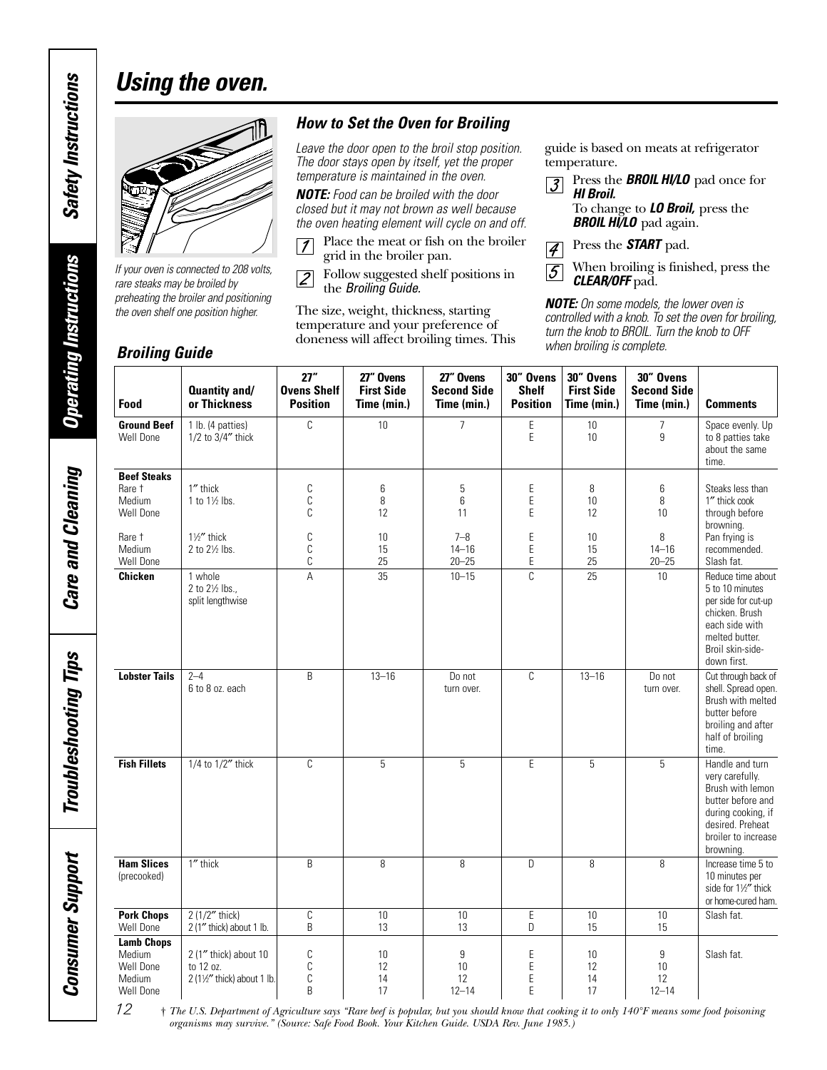# Using the oven.

*If your oven is connected to 208 volts, rare steaks may be broiled by preheating the broiler and positioning the oven shelf one position higher.*

### How to Set the Oven for Broiling

*Leave the door open to the broil stop position. The door stays open by itself, yet the proper temperature is maintained in the oven.*

***NOTE:** Food can be broiled with the door closed but it may not brown as well because the oven heating element will cycle on and off.*

1. Place the meat or fish on the broiler grid in the broiler pan.
2. Follow suggested shelf positions in the *Broiling Guide.*

The size, weight, thickness, starting temperature and your preference of doneness will affect broiling times. This guide is based on meats at refrigerator temperature.

3. Press the ***BROIL HI/LO*** pad once for ***HI Broil.***
   To change to ***LO Broil,*** press the ***BROIL HI/LO*** pad again.
4. Press the ***START*** pad.
5. When broiling is finished, press the ***CLEAR/OFF*** pad.

***NOTE:** On some models, the lower oven is controlled with a knob. To set the oven for broiling, turn the knob to BROIL. Turn the knob to OFF when broiling is complete.*

### Broiling Guide

| Food | Quantity and/ or Thickness | 27″ Ovens Shelf Position | 27″ Ovens First Side Time (min.) | 27″ Ovens Second Side Time (min.) | 30″ Ovens Shelf Position | 30″ Ovens First Side Time (min.) | 30″ Ovens Second Side Time (min.) | Comments |
|---|---|---|---|---|---|---|---|---|
| **Ground Beef** Well Done | 1 lb. (4 patties) 1/2 to 3/4″ thick | C | 10 | 7 | E E | 10 10 | 7 9 | Space evenly. Up to 8 patties take about the same time. |
| **Beef Steaks** | | | | | | | | |
| Rare † | 1″ thick | C | 6 | 5 | E | 8 | 6 | Steaks less than 1″ thick cook through before browning. |
| Medium | 1 to 1½ lbs. | C | 8 | 6 | E | 10 | 8 | |
| Well Done | | C | 12 | 11 | E | 12 | 10 | |
| Rare † | 1½″ thick | C | 10 | 7–8 | E | 10 | 8 | Pan frying is recommended. |
| Medium | 2 to 2½ lbs. | C | 15 | 14–16 | E | 15 | 14–16 | Slash fat. |
| Well Done | | C | 25 | 20–25 | E | 25 | 20–25 | |
| **Chicken** | 1 whole 2 to 2½ lbs., split lengthwise | A | 35 | 10–15 | C | 25 | 10 | Reduce time about 5 to 10 minutes per side for cut-up chicken. Brush each side with melted butter. Broil skin-side-down first. |
| **Lobster Tails** | 2–4 6 to 8 oz. each | B | 13–16 | Do not turn over. | C | 13–16 | Do not turn over. | Cut through back of shell. Spread open. Brush with melted butter before broiling and after half of broiling time. |
| **Fish Fillets** | 1/4 to 1/2″ thick | C | 5 | 5 | E | 5 | 5 | Handle and turn very carefully. Brush with lemon butter before and during cooking, if desired. Preheat broiler to increase browning. |
| **Ham Slices** (precooked) | 1″ thick | B | 8 | 8 | D | 8 | 8 | Increase time 5 to 10 minutes per side for 1½″ thick or home-cured ham. |
| **Pork Chops** Well Done | 2 (1/2″ thick) | C | 10 | 10 | E | 10 | 10 | Slash fat. |
| | 2 (1″ thick) about 1 lb. | B | 13 | 13 | D | 15 | 15 | |
| **Lamb Chops** | | | | | | | | |
| Medium | 2 (1″ thick) about 10 | C | 10 | 9 | E | 10 | 9 | Slash fat. |
| Well Done | to 12 oz. | C | 12 | 10 | E | 12 | 10 | |
| Medium | 2 (1½″ thick) about 1 lb. | C | 14 | 12 | E | 14 | 12 | |
| Well Done | | B | 17 | 12–14 | E | 17 | 12–14 | |

*† The U.S. Department of Agriculture says "Rare beef is popular, but you should know that cooking it to only 140°F means some food poisoning organisms may survive." (Source: Safe Food Book. Your Kitchen Guide. USDA Rev. June 1985.)*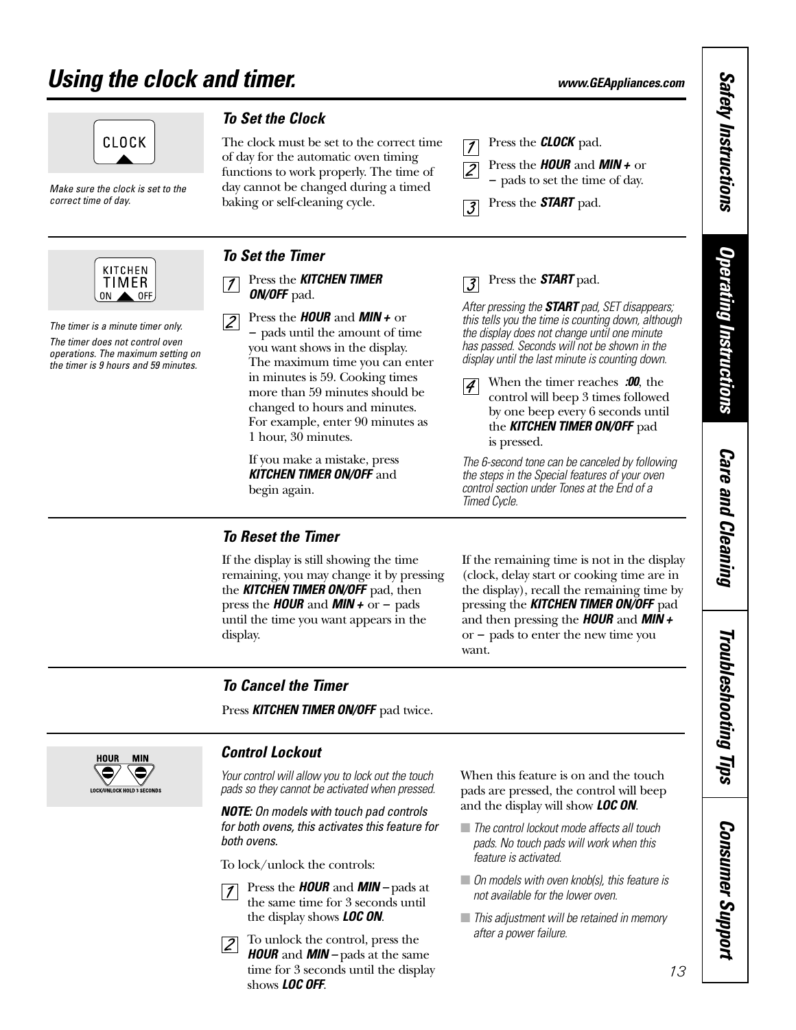# Using the clock and timer.

Make sure the clock is set to the correct time of day.

## To Set the Clock

The clock must be set to the correct time of day for the automatic oven timing functions to work properly. The time of day cannot be changed during a timed baking or self-cleaning cycle.

1. Press the ***CLOCK*** pad.
2. Press the ***HOUR*** and ***MIN +*** or **–** pads to set the time of day.
3. Press the ***START*** pad.

The timer is a minute timer only.

The timer does not control oven operations. The maximum setting on the timer is 9 hours and 59 minutes.

## To Set the Timer

1. Press the ***KITCHEN TIMER ON/OFF*** pad.
2. Press the ***HOUR*** and ***MIN +*** or **–** pads until the amount of time you want shows in the display. The maximum time you can enter in minutes is 59. Cooking times more than 59 minutes should be changed to hours and minutes. For example, enter 90 minutes as 1 hour, 30 minutes.

   If you make a mistake, press ***KITCHEN TIMER ON/OFF*** and begin again.

3. Press the ***START*** pad.

*After pressing the **START** pad, SET disappears; this tells you the time is counting down, although the display does not change until one minute has passed. Seconds will not be shown in the display until the last minute is counting down.*

4. When the timer reaches ***:00***, the control will beep 3 times followed by one beep every 6 seconds until the ***KITCHEN TIMER ON/OFF*** pad is pressed.

*The 6-second tone can be canceled by following the steps in the Special features of your oven control section under Tones at the End of a Timed Cycle.*

## To Reset the Timer

If the display is still showing the time remaining, you may change it by pressing the ***KITCHEN TIMER ON/OFF*** pad, then press the ***HOUR*** and ***MIN +*** or **–** pads until the time you want appears in the display.

If the remaining time is not in the display (clock, delay start or cooking time are in the display), recall the remaining time by pressing the ***KITCHEN TIMER ON/OFF*** pad and then pressing the ***HOUR*** and ***MIN +*** or **–** pads to enter the new time you want.

## To Cancel the Timer

Press ***KITCHEN TIMER ON/OFF*** pad twice.

## Control Lockout

*Your control will allow you to lock out the touch pads so they cannot be activated when pressed.*

***NOTE:** On models with touch pad controls for both ovens, this activates this feature for both ovens.*

To lock/unlock the controls:

1. Press the ***HOUR*** and ***MIN –*** pads at the same time for 3 seconds until the display shows ***LOC ON***.
2. To unlock the control, press the ***HOUR*** and ***MIN –*** pads at the same time for 3 seconds until the display shows ***LOC OFF***.

When this feature is on and the touch pads are pressed, the control will beep and the display will show ***LOC ON***.

- *The control lockout mode affects all touch pads. No touch pads will work when this feature is activated.*
- *On models with oven knob(s), this feature is not available for the lower oven.*
- *This adjustment will be retained in memory after a power failure.*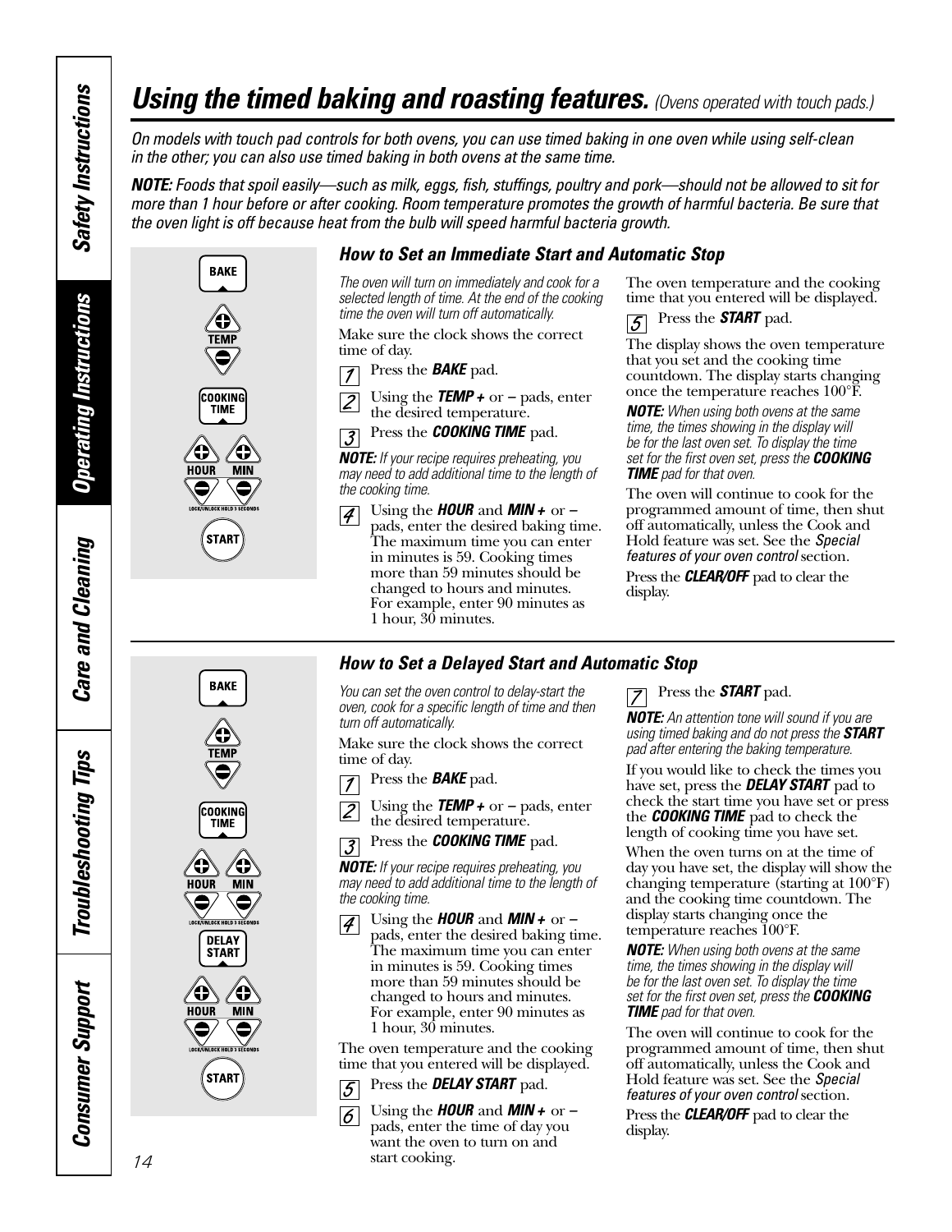# Using the timed baking and roasting features. *(Ovens operated with touch pads.)*

*On models with touch pad controls for both ovens, you can use timed baking in one oven while using self-clean in the other; you can also use timed baking in both ovens at the same time.*

***NOTE:*** *Foods that spoil easily—such as milk, eggs, fish, stuffings, poultry and pork—should not be allowed to sit for more than 1 hour before or after cooking. Room temperature promotes the growth of harmful bacteria. Be sure that the oven light is off because heat from the bulb will speed harmful bacteria growth.*

## How to Set an Immediate Start and Automatic Stop

*The oven will turn on immediately and cook for a selected length of time. At the end of the cooking time the oven will turn off automatically.*

Make sure the clock shows the correct time of day.

1. Press the ***BAKE*** pad.
2. Using the ***TEMP +*** or **–** pads, enter the desired temperature.
3. Press the ***COOKING TIME*** pad.

***NOTE:*** *If your recipe requires preheating, you may need to add additional time to the length of the cooking time.*

4. Using the ***HOUR*** and ***MIN +*** or **–** pads, enter the desired baking time. The maximum time you can enter in minutes is 59. Cooking times more than 59 minutes should be changed to hours and minutes. For example, enter 90 minutes as 1 hour, 30 minutes.

The oven temperature and the cooking time that you entered will be displayed.

5. Press the ***START*** pad.

The display shows the oven temperature that you set and the cooking time countdown. The display starts changing once the temperature reaches 100°F.

***NOTE:*** *When using both ovens at the same time, the times showing in the display will be for the last oven set. To display the time set for the first oven set, press the* ***COOKING TIME*** *pad for that oven.*

The oven will continue to cook for the programmed amount of time, then shut off automatically, unless the Cook and Hold feature was set. See the *Special features of your oven control* section.

Press the ***CLEAR/OFF*** pad to clear the display.

## How to Set a Delayed Start and Automatic Stop

*You can set the oven control to delay-start the oven, cook for a specific length of time and then turn off automatically.*

Make sure the clock shows the correct time of day.

1. Press the ***BAKE*** pad.
2. Using the ***TEMP +*** or **–** pads, enter the desired temperature.
3. Press the ***COOKING TIME*** pad.

***NOTE:*** *If your recipe requires preheating, you may need to add additional time to the length of the cooking time.*

4. Using the ***HOUR*** and ***MIN +*** or **–** pads, enter the desired baking time. The maximum time you can enter in minutes is 59. Cooking times more than 59 minutes should be changed to hours and minutes. For example, enter 90 minutes as 1 hour, 30 minutes.

The oven temperature and the cooking time that you entered will be displayed.

5. Press the ***DELAY START*** pad.
6. Using the ***HOUR*** and ***MIN +*** or **–** pads, enter the time of day you want the oven to turn on and start cooking.
7. Press the ***START*** pad.

***NOTE:*** *An attention tone will sound if you are using timed baking and do not press the* ***START*** *pad after entering the baking temperature.*

If you would like to check the times you have set, press the ***DELAY START*** pad to check the start time you have set or press the ***COOKING TIME*** pad to check the length of cooking time you have set.

When the oven turns on at the time of day you have set, the display will show the changing temperature (starting at 100°F) and the cooking time countdown. The display starts changing once the temperature reaches 100°F.

***NOTE:*** *When using both ovens at the same time, the times showing in the display will be for the last oven set. To display the time set for the first oven set, press the* ***COOKING TIME*** *pad for that oven.*

The oven will continue to cook for the programmed amount of time, then shut off automatically, unless the Cook and Hold feature was set. See the *Special features of your oven control* section.

Press the ***CLEAR/OFF*** pad to clear the display.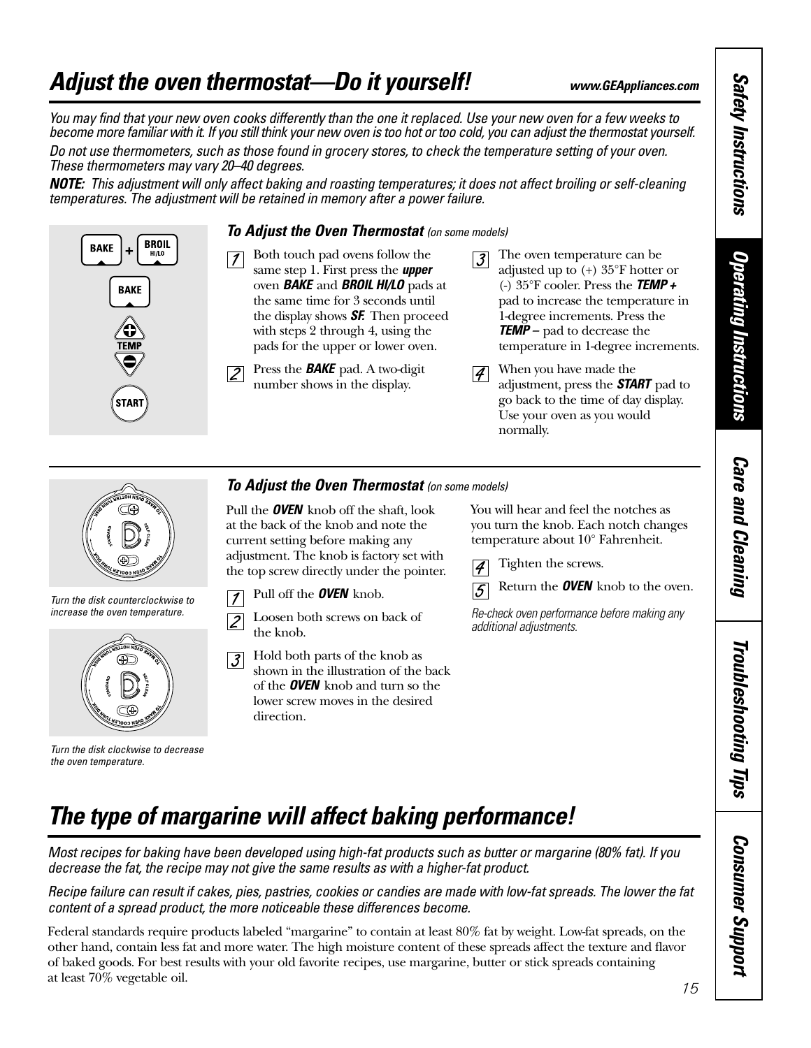# *Adjust the oven thermostat—Do it yourself!*

*You may find that your new oven cooks differently than the one it replaced. Use your new oven for a few weeks to become more familiar with it. If you still think your new oven is too hot or too cold, you can adjust the thermostat yourself.*

*Do not use thermometers, such as those found in grocery stores, to check the temperature setting of your oven. These thermometers may vary 20–40 degrees.*

***NOTE:** This adjustment will only affect baking and roasting temperatures; it does not affect broiling or self-cleaning temperatures. The adjustment will be retained in memory after a power failure.*

### *To Adjust the Oven Thermostat (on some models)*

1. Both touch pad ovens follow the same step 1. First press the ***upper*** oven ***BAKE*** and ***BROIL HI/LO*** pads at the same time for 3 seconds until the display shows ***SF.*** Then proceed with steps 2 through 4, using the pads for the upper or lower oven.
2. Press the ***BAKE*** pad. A two-digit number shows in the display.
3. The oven temperature can be adjusted up to (+) 35°F hotter or (-) 35°F cooler. Press the ***TEMP +*** pad to increase the temperature in 1-degree increments. Press the ***TEMP –*** pad to decrease the temperature in 1-degree increments.
4. When you have made the adjustment, press the ***START*** pad to go back to the time of day display. Use your oven as you would normally.

### *To Adjust the Oven Thermostat (on some models)*

Pull the ***OVEN*** knob off the shaft, look at the back of the knob and note the current setting before making any adjustment. The knob is factory set with the top screw directly under the pointer.

1. Pull off the ***OVEN*** knob.
2. Loosen both screws on back of the knob.
3. Hold both parts of the knob as shown in the illustration of the back of the ***OVEN*** knob and turn so the lower screw moves in the desired direction.

You will hear and feel the notches as you turn the knob. Each notch changes temperature about 10° Fahrenheit.

4. Tighten the screws.
5. Return the ***OVEN*** knob to the oven.

*Re-check oven performance before making any additional adjustments.*

*Turn the disk counterclockwise to increase the oven temperature.*

*Turn the disk clockwise to decrease the oven temperature.*

# *The type of margarine will affect baking performance!*

*Most recipes for baking have been developed using high-fat products such as butter or margarine (80% fat). If you decrease the fat, the recipe may not give the same results as with a higher-fat product.*

*Recipe failure can result if cakes, pies, pastries, cookies or candies are made with low-fat spreads. The lower the fat content of a spread product, the more noticeable these differences become.*

Federal standards require products labeled "margarine" to contain at least 80% fat by weight. Low-fat spreads, on the other hand, contain less fat and more water. The high moisture content of these spreads affect the texture and flavor of baked goods. For best results with your old favorite recipes, use margarine, butter or stick spreads containing at least 70% vegetable oil.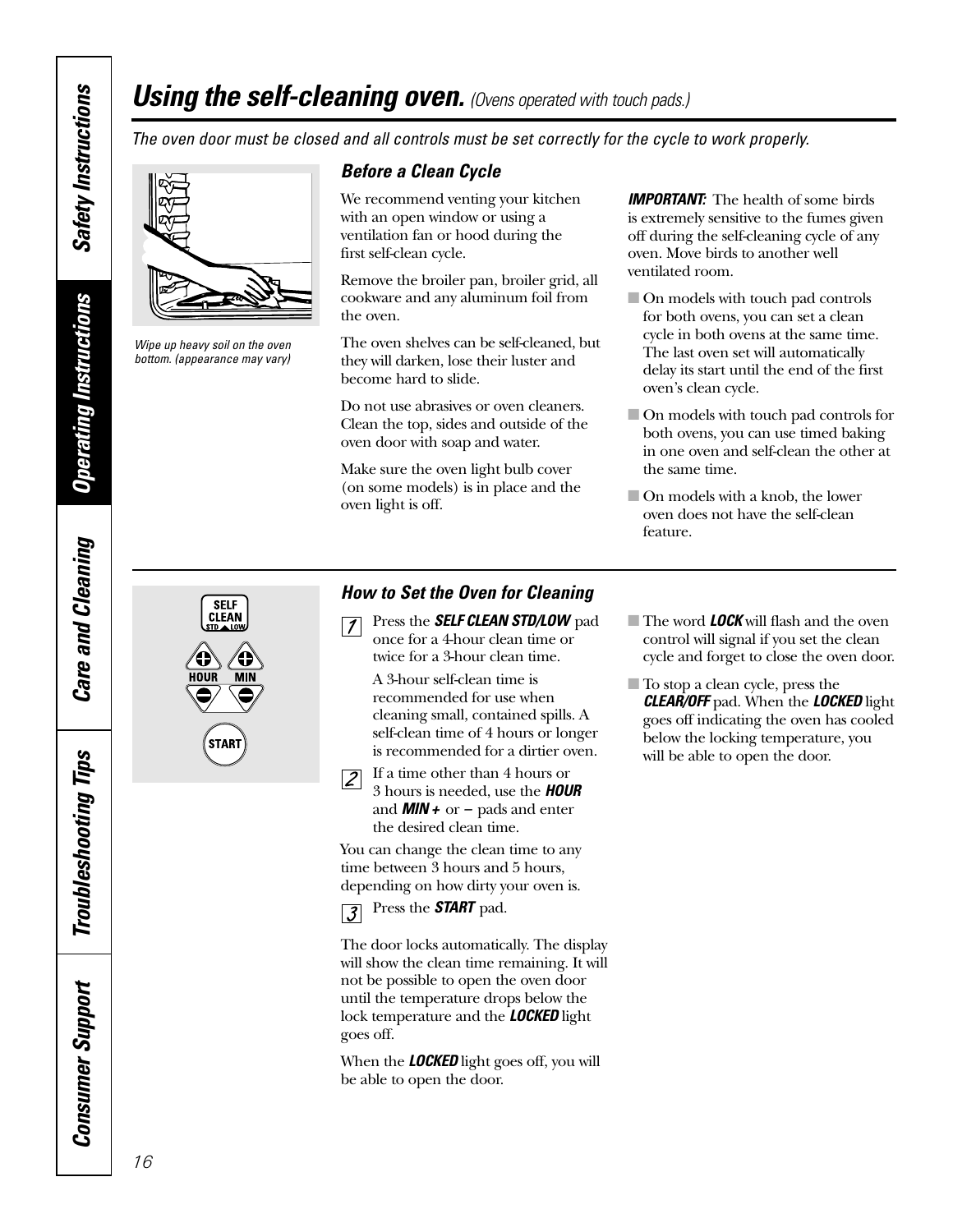# *Using the self-cleaning oven.* *(Ovens operated with touch pads.)*

*The oven door must be closed and all controls must be set correctly for the cycle to work properly.*

*Wipe up heavy soil on the oven bottom. (appearance may vary)*

### *Before a Clean Cycle*

We recommend venting your kitchen with an open window or using a ventilation fan or hood during the first self-clean cycle.

Remove the broiler pan, broiler grid, all cookware and any aluminum foil from the oven.

The oven shelves can be self-cleaned, but they will darken, lose their luster and become hard to slide.

Do not use abrasives or oven cleaners. Clean the top, sides and outside of the oven door with soap and water.

Make sure the oven light bulb cover (on some models) is in place and the oven light is off.

***IMPORTANT:*** The health of some birds is extremely sensitive to the fumes given off during the self-cleaning cycle of any oven. Move birds to another well ventilated room.

- On models with touch pad controls for both ovens, you can set a clean cycle in both ovens at the same time. The last oven set will automatically delay its start until the end of the first oven's clean cycle.
- On models with touch pad controls for both ovens, you can use timed baking in one oven and self-clean the other at the same time.
- On models with a knob, the lower oven does not have the self-clean feature.

### *How to Set the Oven for Cleaning*

1. Press the ***SELF CLEAN STD/LOW*** pad once for a 4-hour clean time or twice for a 3-hour clean time.

   A 3-hour self-clean time is recommended for use when cleaning small, contained spills. A self-clean time of 4 hours or longer is recommended for a dirtier oven.

2. If a time other than 4 hours or 3 hours is needed, use the ***HOUR*** and ***MIN +*** or **–** pads and enter the desired clean time.

You can change the clean time to any time between 3 hours and 5 hours, depending on how dirty your oven is.

3. Press the ***START*** pad.

The door locks automatically. The display will show the clean time remaining. It will not be possible to open the oven door until the temperature drops below the lock temperature and the ***LOCKED*** light goes off.

When the ***LOCKED*** light goes off, you will be able to open the door.

- The word ***LOCK*** will flash and the oven control will signal if you set the clean cycle and forget to close the oven door.
- To stop a clean cycle, press the ***CLEAR/OFF*** pad. When the ***LOCKED*** light goes off indicating the oven has cooled below the locking temperature, you will be able to open the door.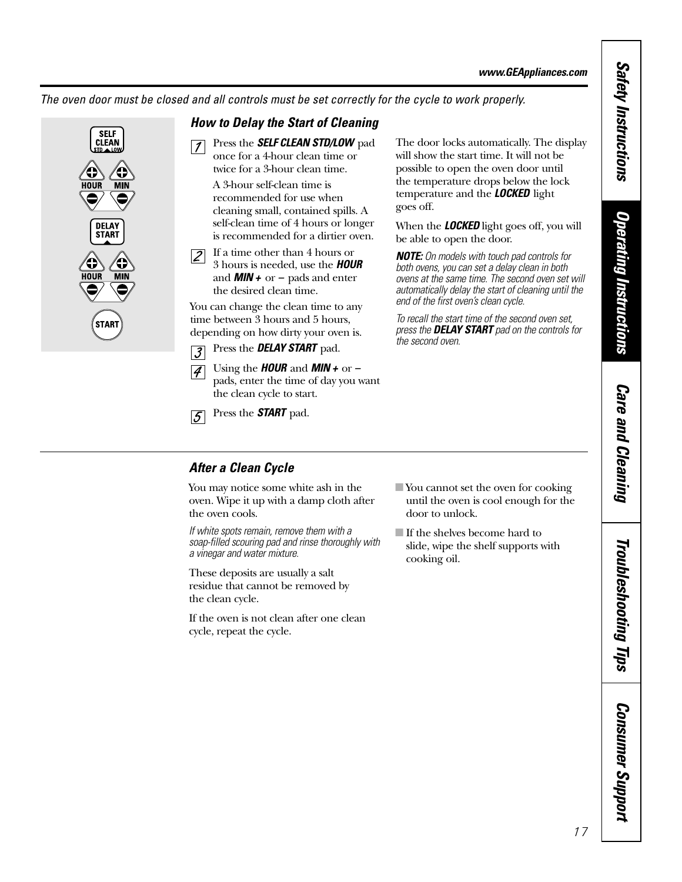*The oven door must be closed and all controls must be set correctly for the cycle to work properly.*

SELF CLEAN STD LOW

HOUR MIN

DELAY START

HOUR MIN

START

### *How to Delay the Start of Cleaning*

1. Press the ***SELF CLEAN STD/LOW*** pad once for a 4-hour clean time or twice for a 3-hour clean time.

   A 3-hour self-clean time is recommended for use when cleaning small, contained spills. A self-clean time of 4 hours or longer is recommended for a dirtier oven.

2. If a time other than 4 hours or 3 hours is needed, use the ***HOUR*** and ***MIN +*** or **–** pads and enter the desired clean time.

You can change the clean time to any time between 3 hours and 5 hours, depending on how dirty your oven is.

3. Press the ***DELAY START*** pad.
4. Using the ***HOUR*** and ***MIN +*** or **–** pads, enter the time of day you want the clean cycle to start.
5. Press the ***START*** pad.

The door locks automatically. The display will show the start time. It will not be possible to open the oven door until the temperature drops below the lock temperature and the ***LOCKED*** light goes off.

When the ***LOCKED*** light goes off, you will be able to open the door.

***NOTE:*** *On models with touch pad controls for both ovens, you can set a delay clean in both ovens at the same time. The second oven set will automatically delay the start of cleaning until the end of the first oven's clean cycle.*

*To recall the start time of the second oven set, press the* ***DELAY START*** *pad on the controls for the second oven.*

### *After a Clean Cycle*

You may notice some white ash in the oven. Wipe it up with a damp cloth after the oven cools.

*If white spots remain, remove them with a soap-filled scouring pad and rinse thoroughly with a vinegar and water mixture.*

These deposits are usually a salt residue that cannot be removed by the clean cycle.

If the oven is not clean after one clean cycle, repeat the cycle.

- You cannot set the oven for cooking until the oven is cool enough for the door to unlock.
- If the shelves become hard to slide, wipe the shelf supports with cooking oil.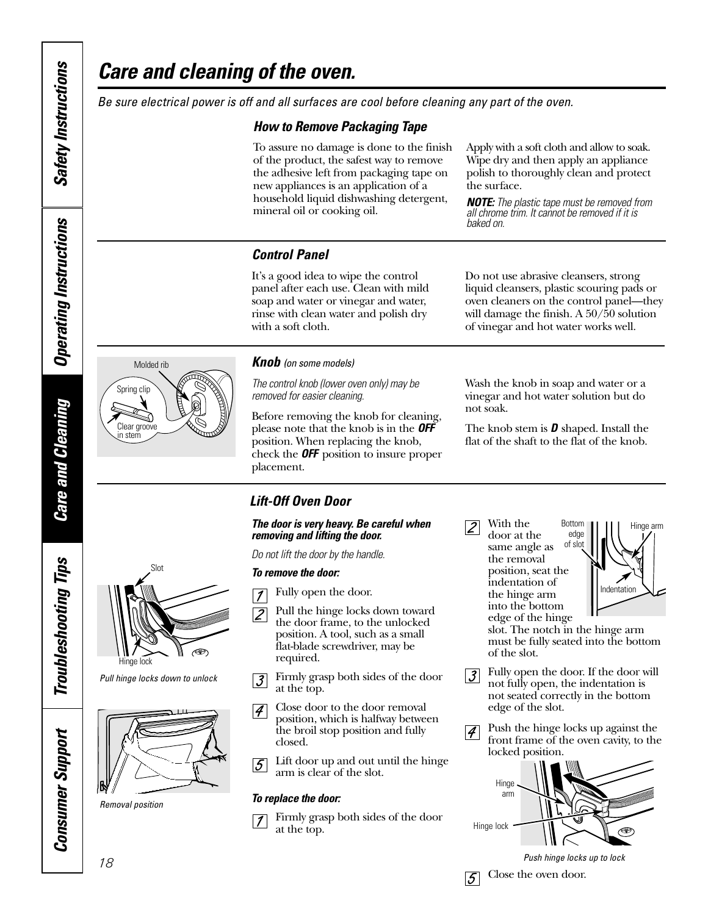# Care and cleaning of the oven.

*Be sure electrical power is off and all surfaces are cool before cleaning any part of the oven.*

### How to Remove Packaging Tape

To assure no damage is done to the finish of the product, the safest way to remove the adhesive left from packaging tape on new appliances is an application of a household liquid dishwashing detergent, mineral oil or cooking oil.

Apply with a soft cloth and allow to soak. Wipe dry and then apply an appliance polish to thoroughly clean and protect the surface.

***NOTE:*** *The plastic tape must be removed from all chrome trim. It cannot be removed if it is baked on.*

### Control Panel

It's a good idea to wipe the control panel after each use. Clean with mild soap and water or vinegar and water, rinse with clean water and polish dry with a soft cloth.

Do not use abrasive cleansers, strong liquid cleansers, plastic scouring pads or oven cleaners on the control panel—they will damage the finish. A 50/50 solution of vinegar and hot water works well.

### Knob *(on some models)*

Molded rib

Spring clip

Clear groove in stem

*The control knob (lower oven only) may be removed for easier cleaning.*

Before removing the knob for cleaning, please note that the knob is in the ***OFF*** position. When replacing the knob, check the ***OFF*** position to insure proper placement.

Wash the knob in soap and water or a vinegar and hot water solution but do not soak.

The knob stem is ***D*** shaped. Install the flat of the shaft to the flat of the knob.

### Lift-Off Oven Door

Slot

Hinge lock

*Pull hinge locks down to unlock*

*Removal position*

***The door is very heavy. Be careful when removing and lifting the door.***

*Do not lift the door by the handle.*

***To remove the door:***

1. Fully open the door.
2. Pull the hinge locks down toward the door frame, to the unlocked position. A tool, such as a small flat-blade screwdriver, may be required.
3. Firmly grasp both sides of the door at the top.
4. Close door to the door removal position, which is halfway between the broil stop position and fully closed.
5. Lift door up and out until the hinge arm is clear of the slot.

***To replace the door:***

1. Firmly grasp both sides of the door at the top.
2. With the door at the same angle as the removal position, seat the indentation of the hinge arm into the bottom edge of the hinge slot. The notch in the hinge arm must be fully seated into the bottom of the slot.
3. Fully open the door. If the door will not fully open, the indentation is not seated correctly in the bottom edge of the slot.
4. Push the hinge locks up against the front frame of the oven cavity, to the locked position.
5. Close the oven door.

Bottom edge of slot

Hinge arm

Indentation

Hinge arm

Hinge lock

*Push hinge locks up to lock*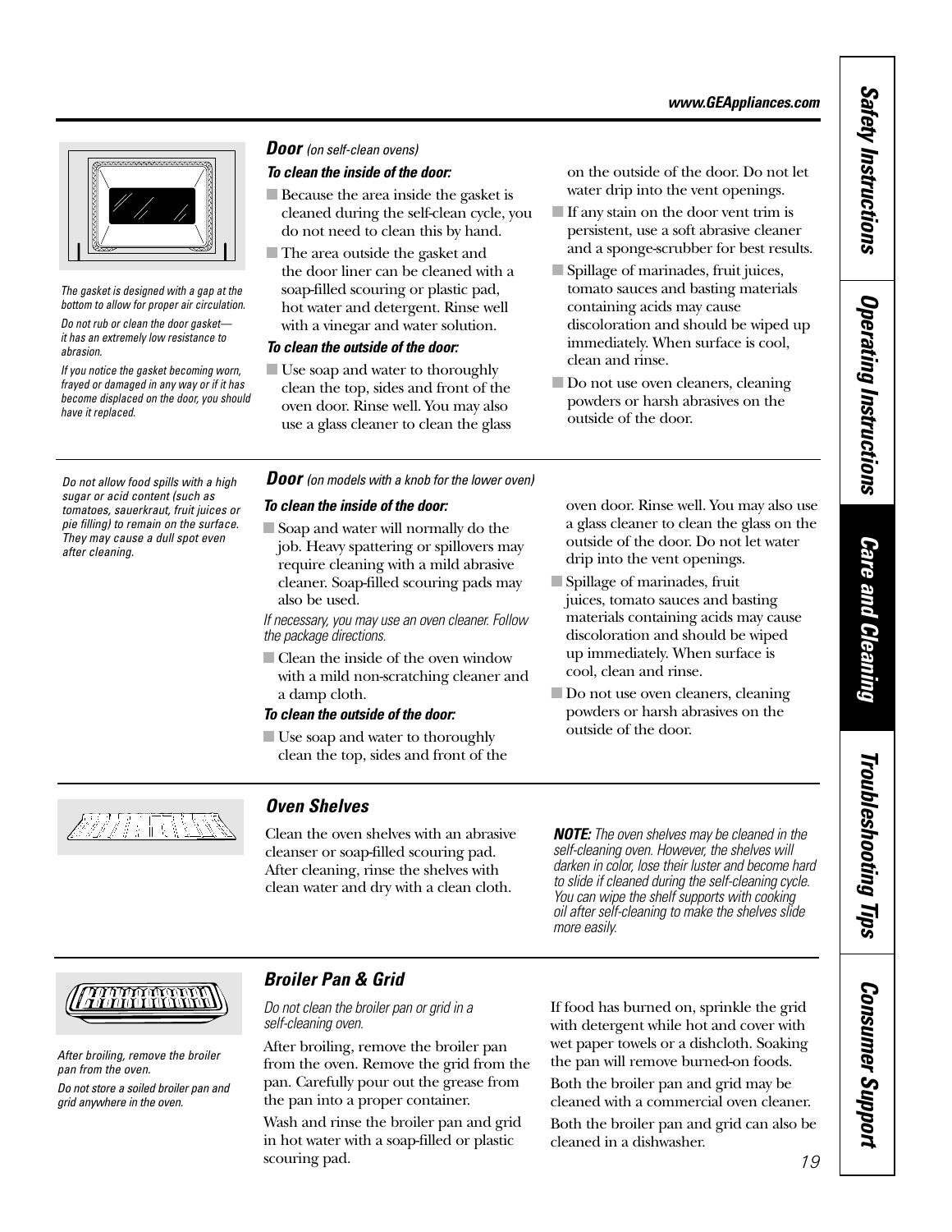## Door *(on self-clean ovens)*

*The gasket is designed with a gap at the bottom to allow for proper air circulation.*

*Do not rub or clean the door gasket—it has an extremely low resistance to abrasion.*

*If you notice the gasket becoming worn, frayed or damaged in any way or if it has become displaced on the door, you should have it replaced.*

**To clean the inside of the door:**

- Because the area inside the gasket is cleaned during the self-clean cycle, you do not need to clean this by hand.
- The area outside the gasket and the door liner can be cleaned with a soap-filled scouring or plastic pad, hot water and detergent. Rinse well with a vinegar and water solution.

**To clean the outside of the door:**

- Use soap and water to thoroughly clean the top, sides and front of the oven door. Rinse well. You may also use a glass cleaner to clean the glass on the outside of the door. Do not let water drip into the vent openings.
- If any stain on the door vent trim is persistent, use a soft abrasive cleaner and a sponge-scrubber for best results.
- Spillage of marinades, fruit juices, tomato sauces and basting materials containing acids may cause discoloration and should be wiped up immediately. When surface is cool, clean and rinse.
- Do not use oven cleaners, cleaning powders or harsh abrasives on the outside of the door.

## Door *(on models with a knob for the lower oven)*

*Do not allow food spills with a high sugar or acid content (such as tomatoes, sauerkraut, fruit juices or pie filling) to remain on the surface. They may cause a dull spot even after cleaning.*

**To clean the inside of the door:**

- Soap and water will normally do the job. Heavy spattering or spillovers may require cleaning with a mild abrasive cleaner. Soap-filled scouring pads may also be used.

*If necessary, you may use an oven cleaner. Follow the package directions.*

- Clean the inside of the oven window with a mild non-scratching cleaner and a damp cloth.

**To clean the outside of the door:**

- Use soap and water to thoroughly clean the top, sides and front of the oven door. Rinse well. You may also use a glass cleaner to clean the glass on the outside of the door. Do not let water drip into the vent openings.
- Spillage of marinades, fruit juices, tomato sauces and basting materials containing acids may cause discoloration and should be wiped up immediately. When surface is cool, clean and rinse.
- Do not use oven cleaners, cleaning powders or harsh abrasives on the outside of the door.

## Oven Shelves

Clean the oven shelves with an abrasive cleanser or soap-filled scouring pad. After cleaning, rinse the shelves with clean water and dry with a clean cloth.

***NOTE:*** *The oven shelves may be cleaned in the self-cleaning oven. However, the shelves will darken in color, lose their luster and become hard to slide if cleaned during the self-cleaning cycle. You can wipe the shelf supports with cooking oil after self-cleaning to make the shelves slide more easily.*

## Broiler Pan & Grid

*After broiling, remove the broiler pan from the oven.*

*Do not store a soiled broiler pan and grid anywhere in the oven.*

*Do not clean the broiler pan or grid in a self-cleaning oven.*

After broiling, remove the broiler pan from the oven. Remove the grid from the pan. Carefully pour out the grease from the pan into a proper container.

Wash and rinse the broiler pan and grid in hot water with a soap-filled or plastic scouring pad.

If food has burned on, sprinkle the grid with detergent while hot and cover with wet paper towels or a dishcloth. Soaking the pan will remove burned-on foods.

Both the broiler pan and grid may be cleaned with a commercial oven cleaner.

Both the broiler pan and grid can also be cleaned in a dishwasher.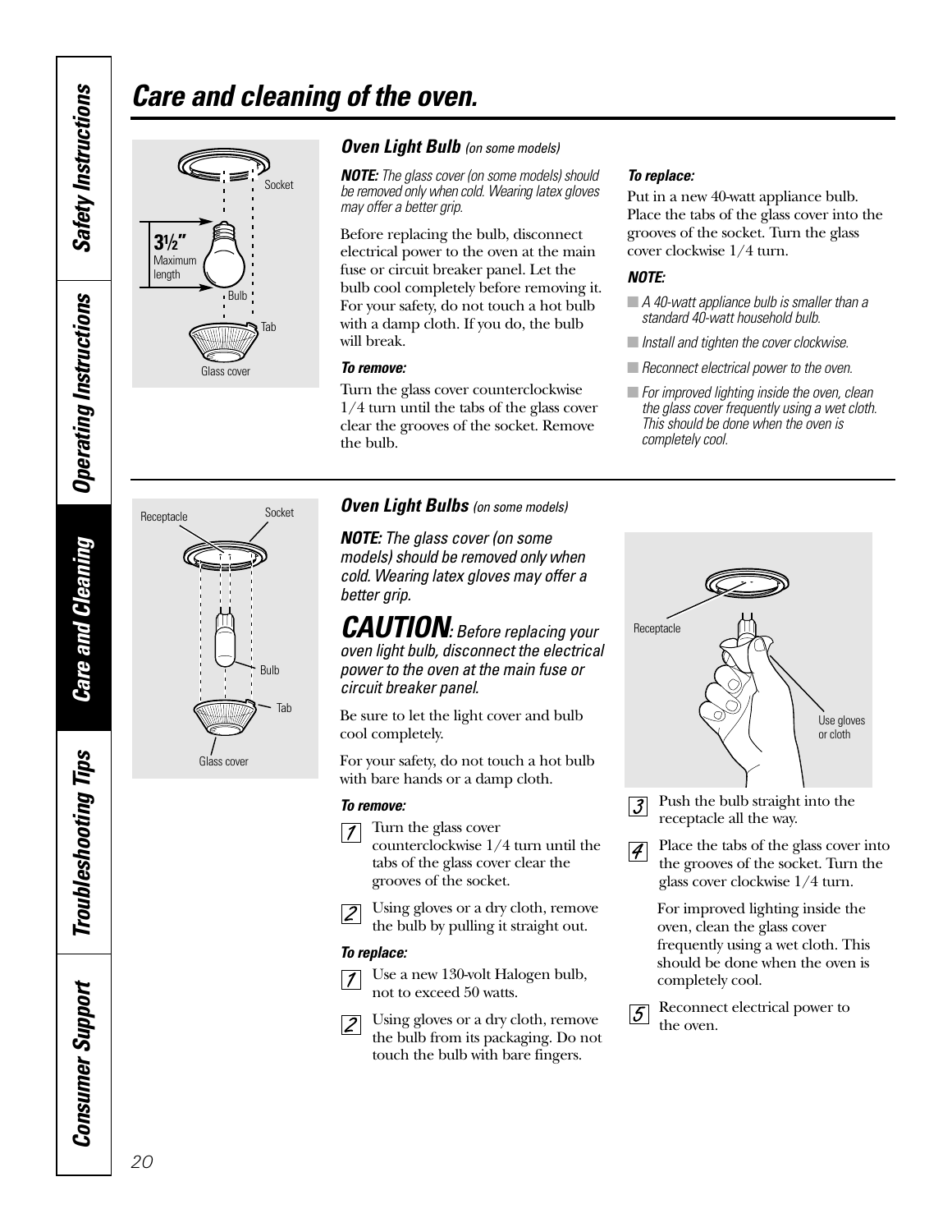# Care and cleaning of the oven.

## Oven Light Bulb *(on some models)*

***NOTE:*** *The glass cover (on some models) should be removed only when cold. Wearing latex gloves may offer a better grip.*

Before replacing the bulb, disconnect electrical power to the oven at the main fuse or circuit breaker panel. Let the bulb cool completely before removing it. For your safety, do not touch a hot bulb with a damp cloth. If you do, the bulb will break.

***To remove:***

Turn the glass cover counterclockwise 1/4 turn until the tabs of the glass cover clear the grooves of the socket. Remove the bulb.

***To replace:***

Put in a new 40-watt appliance bulb. Place the tabs of the glass cover into the grooves of the socket. Turn the glass cover clockwise 1/4 turn.

***NOTE:***

- *A 40-watt appliance bulb is smaller than a standard 40-watt household bulb.*
- *Install and tighten the cover clockwise.*
- *Reconnect electrical power to the oven.*
- *For improved lighting inside the oven, clean the glass cover frequently using a wet cloth. This should be done when the oven is completely cool.*

Socket
3½" Maximum length
Bulb
Tab
Glass cover

## Oven Light Bulbs *(on some models)*

***NOTE:*** *The glass cover (on some models) should be removed only when cold. Wearing latex gloves may offer a better grip.*

***CAUTION****: Before replacing your oven light bulb, disconnect the electrical power to the oven at the main fuse or circuit breaker panel.*

Be sure to let the light cover and bulb cool completely.

For your safety, do not touch a hot bulb with bare hands or a damp cloth.

***To remove:***

1. Turn the glass cover counterclockwise 1/4 turn until the tabs of the glass cover clear the grooves of the socket.
2. Using gloves or a dry cloth, remove the bulb by pulling it straight out.

***To replace:***

1. Use a new 130-volt Halogen bulb, not to exceed 50 watts.
2. Using gloves or a dry cloth, remove the bulb from its packaging. Do not touch the bulb with bare fingers.
3. Push the bulb straight into the receptacle all the way.
4. Place the tabs of the glass cover into the grooves of the socket. Turn the glass cover clockwise 1/4 turn.

   For improved lighting inside the oven, clean the glass cover frequently using a wet cloth. This should be done when the oven is completely cool.
5. Reconnect electrical power to the oven.

Receptacle
Socket
Bulb
Tab
Glass cover

Receptacle
Use gloves or cloth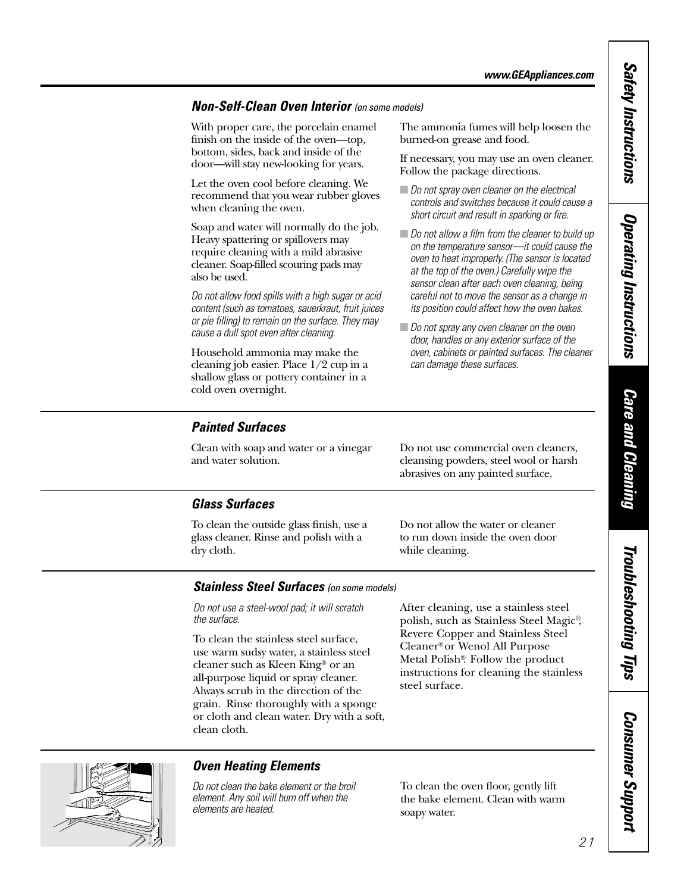## *Non-Self-Clean Oven Interior* *(on some models)*

With proper care, the porcelain enamel finish on the inside of the oven—top, bottom, sides, back and inside of the door—will stay new-looking for years.

Let the oven cool before cleaning. We recommend that you wear rubber gloves when cleaning the oven.

Soap and water will normally do the job. Heavy spattering or spillovers may require cleaning with a mild abrasive cleaner. Soap-filled scouring pads may also be used.

*Do not allow food spills with a high sugar or acid content (such as tomatoes, sauerkraut, fruit juices or pie filling) to remain on the surface. They may cause a dull spot even after cleaning.*

Household ammonia may make the cleaning job easier. Place 1/2 cup in a shallow glass or pottery container in a cold oven overnight.

The ammonia fumes will help loosen the burned-on grease and food.

If necessary, you may use an oven cleaner. Follow the package directions.

- *Do not spray oven cleaner on the electrical controls and switches because it could cause a short circuit and result in sparking or fire.*
- *Do not allow a film from the cleaner to build up on the temperature sensor—it could cause the oven to heat improperly. (The sensor is located at the top of the oven.) Carefully wipe the sensor clean after each oven cleaning, being careful not to move the sensor as a change in its position could affect how the oven bakes.*
- *Do not spray any oven cleaner on the oven door, handles or any exterior surface of the oven, cabinets or painted surfaces. The cleaner can damage these surfaces.*

## *Painted Surfaces*

Clean with soap and water or a vinegar and water solution.

Do not use commercial oven cleaners, cleansing powders, steel wool or harsh abrasives on any painted surface.

## *Glass Surfaces*

To clean the outside glass finish, use a glass cleaner. Rinse and polish with a dry cloth.

Do not allow the water or cleaner to run down inside the oven door while cleaning.

## *Stainless Steel Surfaces* *(on some models)*

*Do not use a steel-wool pad; it will scratch the surface.*

To clean the stainless steel surface, use warm sudsy water, a stainless steel cleaner such as Kleen King® or an all-purpose liquid or spray cleaner. Always scrub in the direction of the grain. Rinse thoroughly with a sponge or cloth and clean water. Dry with a soft, clean cloth.

After cleaning, use a stainless steel polish, such as Stainless Steel Magic®, Revere Copper and Stainless Steel Cleaner® or Wenol All Purpose Metal Polish®. Follow the product instructions for cleaning the stainless steel surface.

## *Oven Heating Elements*

*Do not clean the bake element or the broil element. Any soil will burn off when the elements are heated.*

To clean the oven floor, gently lift the bake element. Clean with warm soapy water.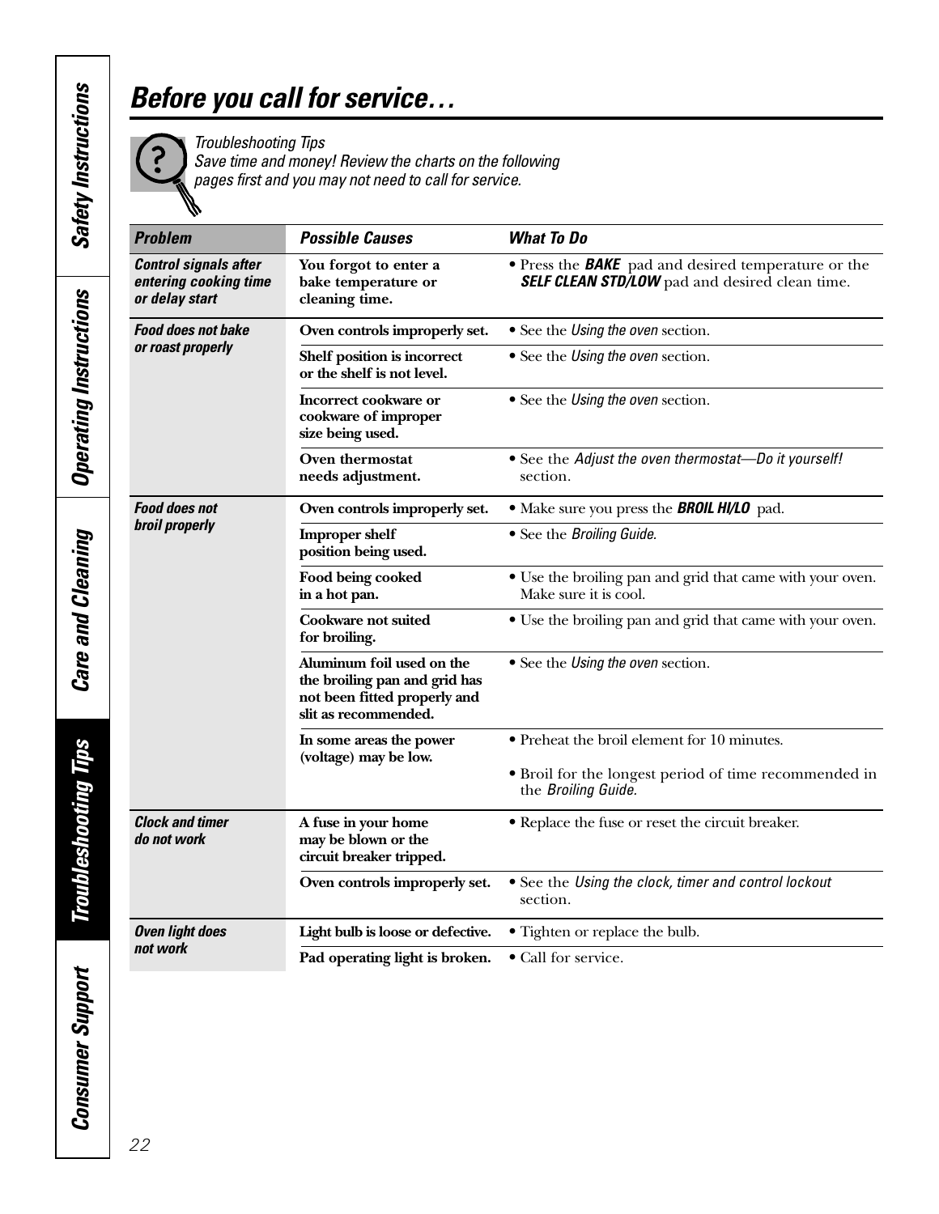# Before you call for service…

*Troubleshooting Tips*
*Save time and money! Review the charts on the following pages first and you may not need to call for service.*

| Problem | Possible Causes | What To Do |
|---|---|---|
| ***Control signals after entering cooking time or delay start*** | **You forgot to enter a bake temperature or cleaning time.** | • Press the ***BAKE*** pad and desired temperature or the ***SELF CLEAN STD/LOW*** pad and desired clean time. |
| ***Food does not bake or roast properly*** | **Oven controls improperly set.** | • See the *Using the oven* section. |
| | **Shelf position is incorrect or the shelf is not level.** | • See the *Using the oven* section. |
| | **Incorrect cookware or cookware of improper size being used.** | • See the *Using the oven* section. |
| | **Oven thermostat needs adjustment.** | • See the *Adjust the oven thermostat—Do it yourself!* section. |
| ***Food does not broil properly*** | **Oven controls improperly set.** | • Make sure you press the ***BROIL HI/LO*** pad. |
| | **Improper shelf position being used.** | • See the *Broiling Guide*. |
| | **Food being cooked in a hot pan.** | • Use the broiling pan and grid that came with your oven. Make sure it is cool. |
| | **Cookware not suited for broiling.** | • Use the broiling pan and grid that came with your oven. |
| | **Aluminum foil used on the the broiling pan and grid has not been fitted properly and slit as recommended.** | • See the *Using the oven* section. |
| | **In some areas the power (voltage) may be low.** | • Preheat the broil element for 10 minutes.<br>• Broil for the longest period of time recommended in the *Broiling Guide.* |
| ***Clock and timer do not work*** | **A fuse in your home may be blown or the circuit breaker tripped.** | • Replace the fuse or reset the circuit breaker. |
| | **Oven controls improperly set.** | • See the *Using the clock, timer and control lockout* section. |
| ***Oven light does not work*** | **Light bulb is loose or defective.** | • Tighten or replace the bulb. |
| | **Pad operating light is broken.** | • Call for service. |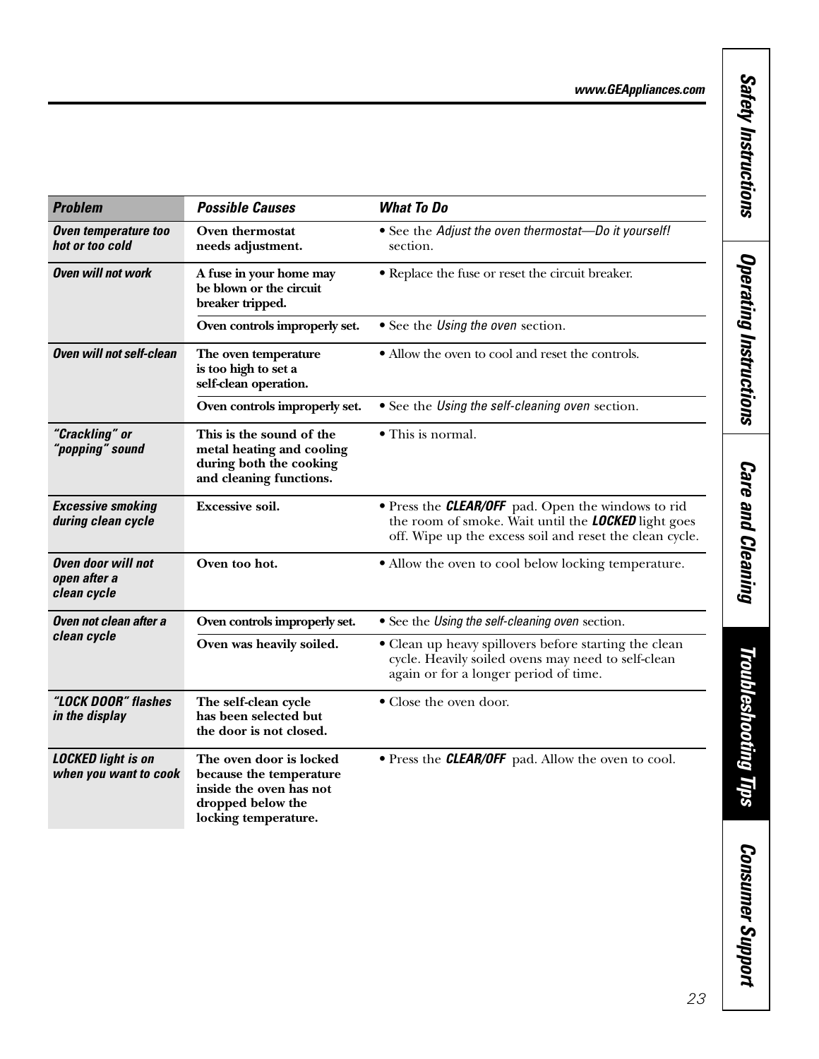| Problem | Possible Causes | What To Do |
|---|---|---|
| *Oven temperature too hot or too cold* | **Oven thermostat needs adjustment.** | • See the *Adjust the oven thermostat—Do it yourself!* section. |
| *Oven will not work* | **A fuse in your home may be blown or the circuit breaker tripped.** | • Replace the fuse or reset the circuit breaker. |
| | **Oven controls improperly set.** | • See the *Using the oven* section. |
| *Oven will not self-clean* | **The oven temperature is too high to set a self-clean operation.** | • Allow the oven to cool and reset the controls. |
| | **Oven controls improperly set.** | • See the *Using the self-cleaning oven* section. |
| *"Crackling" or "popping" sound* | **This is the sound of the metal heating and cooling during both the cooking and cleaning functions.** | • This is normal. |
| *Excessive smoking during clean cycle* | **Excessive soil.** | • Press the ***CLEAR/OFF*** pad. Open the windows to rid the room of smoke. Wait until the ***LOCKED*** light goes off. Wipe up the excess soil and reset the clean cycle. |
| *Oven door will not open after a clean cycle* | **Oven too hot.** | • Allow the oven to cool below locking temperature. |
| *Oven not clean after a clean cycle* | **Oven controls improperly set.** | • See the *Using the self-cleaning oven* section. |
| | **Oven was heavily soiled.** | • Clean up heavy spillovers before starting the clean cycle. Heavily soiled ovens may need to self-clean again or for a longer period of time. |
| *"LOCK DOOR" flashes in the display* | **The self-clean cycle has been selected but the door is not closed.** | • Close the oven door. |
| *LOCKED light is on when you want to cook* | **The oven door is locked because the temperature inside the oven has not dropped below the locking temperature.** | • Press the ***CLEAR/OFF*** pad. Allow the oven to cool. |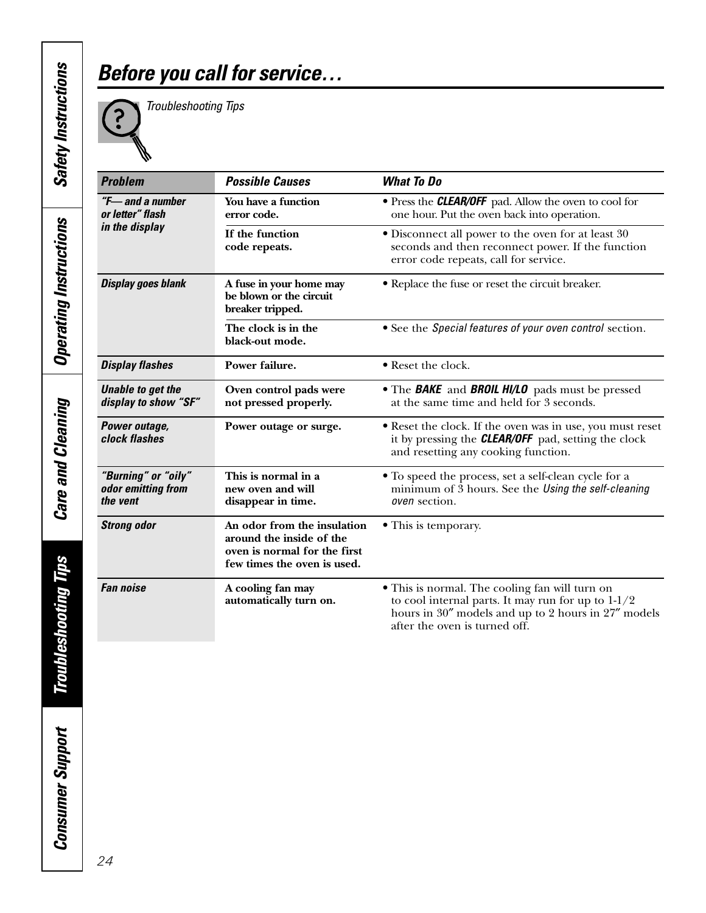# *Before you call for service…*

*Troubleshooting Tips*

| *Problem* | *Possible Causes* | *What To Do* |
|---|---|---|
| *"F— and a number or letter" flash in the display* | **You have a function error code.** | • Press the ***CLEAR/OFF*** pad. Allow the oven to cool for one hour. Put the oven back into operation. |
| | **If the function code repeats.** | • Disconnect all power to the oven for at least 30 seconds and then reconnect power. If the function error code repeats, call for service. |
| *Display goes blank* | **A fuse in your home may be blown or the circuit breaker tripped.** | • Replace the fuse or reset the circuit breaker. |
| | **The clock is in the black-out mode.** | • See the *Special features of your oven control* section. |
| *Display flashes* | **Power failure.** | • Reset the clock. |
| *Unable to get the display to show "SF"* | **Oven control pads were not pressed properly.** | • The ***BAKE*** and ***BROIL HI/LO*** pads must be pressed at the same time and held for 3 seconds. |
| *Power outage, clock flashes* | **Power outage or surge.** | • Reset the clock. If the oven was in use, you must reset it by pressing the ***CLEAR/OFF*** pad, setting the clock and resetting any cooking function. |
| *"Burning" or "oily" odor emitting from the vent* | **This is normal in a new oven and will disappear in time.** | • To speed the process, set a self-clean cycle for a minimum of 3 hours. See the *Using the self-cleaning oven* section. |
| *Strong odor* | **An odor from the insulation around the inside of the oven is normal for the first few times the oven is used.** | • This is temporary. |
| *Fan noise* | **A cooling fan may automatically turn on.** | • This is normal. The cooling fan will turn on to cool internal parts. It may run for up to 1-1/2 hours in 30″ models and up to 2 hours in 27″ models after the oven is turned off. |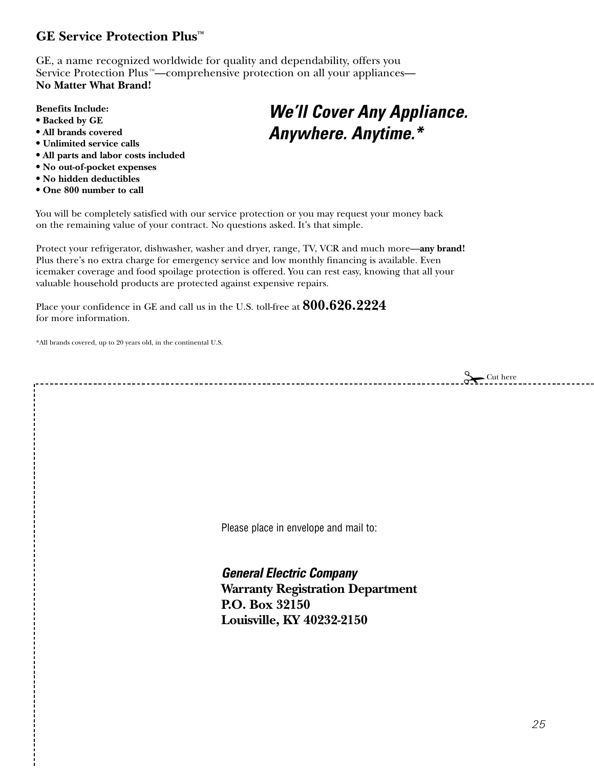## GE Service Protection Plus™

GE, a name recognized worldwide for quality and dependability, offers you Service Protection Plus™—comprehensive protection on all your appliances—
**No Matter What Brand!**

**Benefits Include:**
- **Backed by GE**
- **All brands covered**
- **Unlimited service calls**
- **All parts and labor costs included**
- **No out-of-pocket expenses**
- **No hidden deductibles**
- **One 800 number to call**

***We'll Cover Any Appliance. Anywhere. Anytime.****

You will be completely satisfied with our service protection or you may request your money back on the remaining value of your contract. No questions asked. It's that simple.

Protect your refrigerator, dishwasher, washer and dryer, range, TV, VCR and much more—**any brand!** Plus there's no extra charge for emergency service and low monthly financing is available. Even icemaker coverage and food spoilage protection is offered. You can rest easy, knowing that all your valuable household products are protected against expensive repairs.

Place your confidence in GE and call us in the U.S. toll-free at **800.626.2224** for more information.

*All brands covered, up to 20 years old, in the continental U.S.

✂ Cut here

Please place in envelope and mail to:

***General Electric Company***
**Warranty Registration Department**
**P.O. Box 32150**
**Louisville, KY 40232-2150**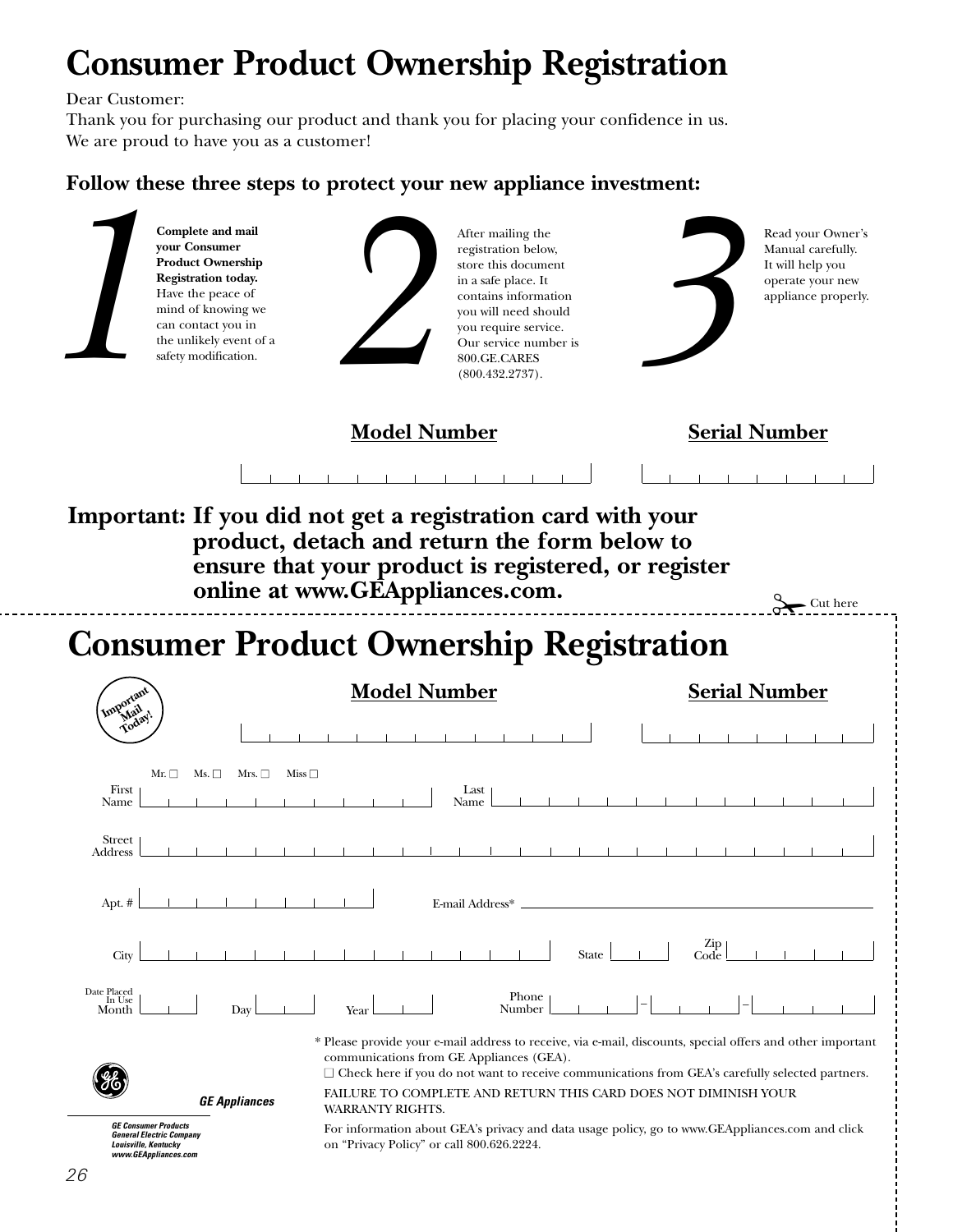# Consumer Product Ownership Registration

Dear Customer:
Thank you for purchasing our product and thank you for placing your confidence in us.
We are proud to have you as a customer!

**Follow these three steps to protect your new appliance investment:**

**1** — **Complete and mail your Consumer Product Ownership Registration today.** Have the peace of mind of knowing we can contact you in the unlikely event of a safety modification.

**2** — After mailing the registration below, store this document in a safe place. It contains information you will need should you require service. Our service number is 800.GE.CARES (800.432.2737).

**3** — Read your Owner's Manual carefully. It will help you operate your new appliance properly.

| **Model Number** | **Serial Number** |
| --- | --- |
| | |

**Important: If you did not get a registration card with your product, detach and return the form below to ensure that your product is registered, or register online at www.GEAppliances.com.**

✂ Cut here

---

# Consumer Product Ownership Registration

Important Mail Today!

| **Model Number** | **Serial Number** |
| --- | --- |
| | |

Mr. ☐ Ms. ☐ Mrs. ☐ Miss ☐

First Name ______________________ Last Name ______________________

Street Address ______________________

Apt. # __________ E-mail Address* ______________________

City ______________________ State ____ Zip Code ________

Date Placed In Use Month ____ Day ____ Year ____ Phone Number ____ – ____ – ____

\* Please provide your e-mail address to receive, via e-mail, discounts, special offers and other important communications from GE Appliances (GEA).

☐ Check here if you do not want to receive communications from GEA's carefully selected partners.

FAILURE TO COMPLETE AND RETURN THIS CARD DOES NOT DIMINISH YOUR WARRANTY RIGHTS.

For information about GEA's privacy and data usage policy, go to www.GEAppliances.com and click on "Privacy Policy" or call 800.626.2224.

*GE Appliances*

*GE Consumer Products*
*General Electric Company*
*Louisville, Kentucky*
*www.GEAppliances.com*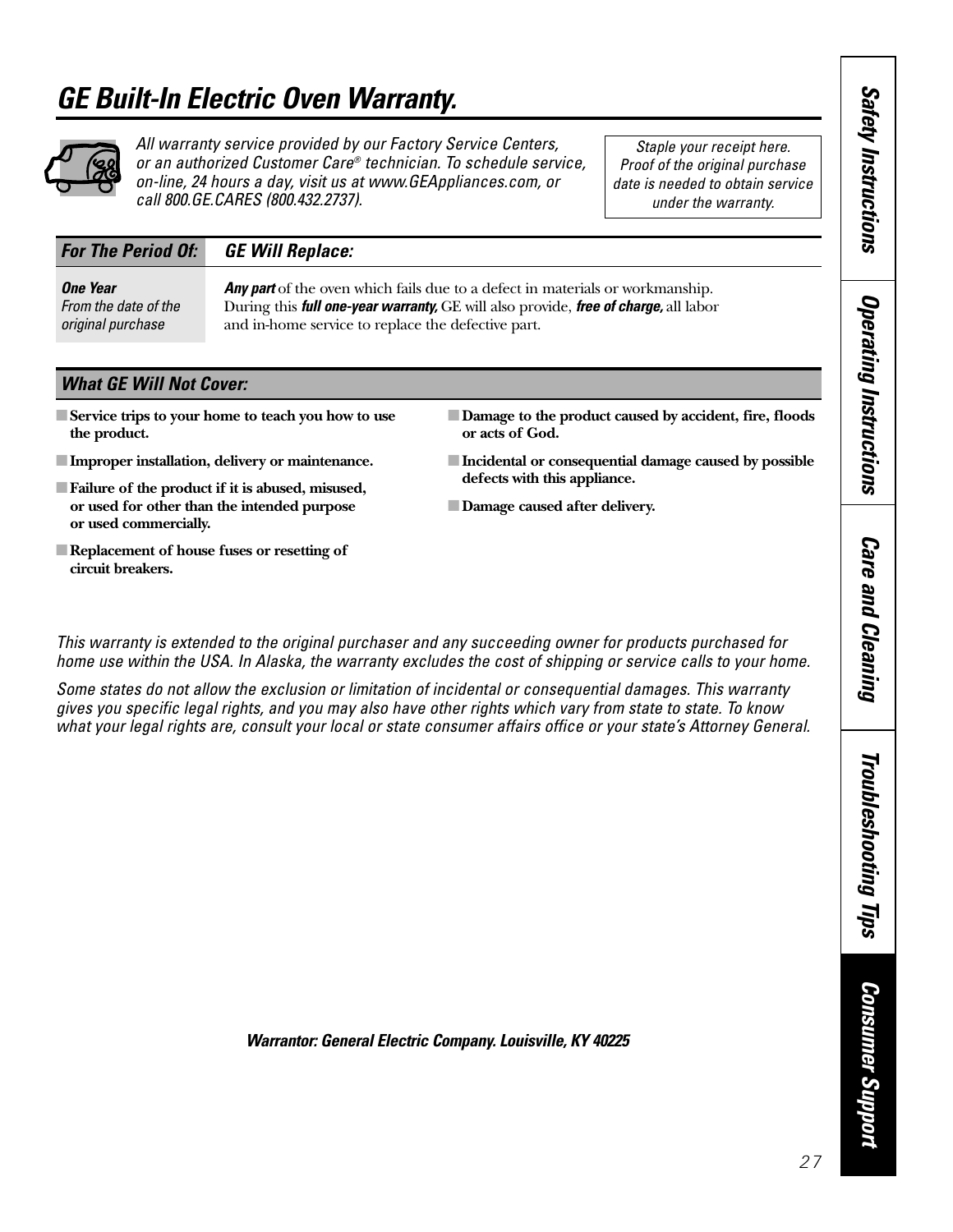# GE Built-In Electric Oven Warranty.

*All warranty service provided by our Factory Service Centers, or an authorized Customer Care® technician. To schedule service, on-line, 24 hours a day, visit us at www.GEAppliances.com, or call 800.GE.CARES (800.432.2737).*

*Staple your receipt here. Proof of the original purchase date is needed to obtain service under the warranty.*

| For The Period Of: | GE Will Replace: |
|---|---|
| ***One Year*** *From the date of the original purchase* | ***Any part*** of the oven which fails due to a defect in materials or workmanship. During this ***full one-year warranty,*** GE will also provide, ***free of charge,*** all labor and in-home service to replace the defective part. |

## What GE Will Not Cover:

- **Service trips to your home to teach you how to use the product.**
- **Improper installation, delivery or maintenance.**
- **Failure of the product if it is abused, misused, or used for other than the intended purpose or used commercially.**
- **Replacement of house fuses or resetting of circuit breakers.**
- **Damage to the product caused by accident, fire, floods or acts of God.**
- **Incidental or consequential damage caused by possible defects with this appliance.**
- **Damage caused after delivery.**

*This warranty is extended to the original purchaser and any succeeding owner for products purchased for home use within the USA. In Alaska, the warranty excludes the cost of shipping or service calls to your home.*

*Some states do not allow the exclusion or limitation of incidental or consequential damages. This warranty gives you specific legal rights, and you may also have other rights which vary from state to state. To know what your legal rights are, consult your local or state consumer affairs office or your state's Attorney General.*

***Warrantor: General Electric Company. Louisville, KY 40225***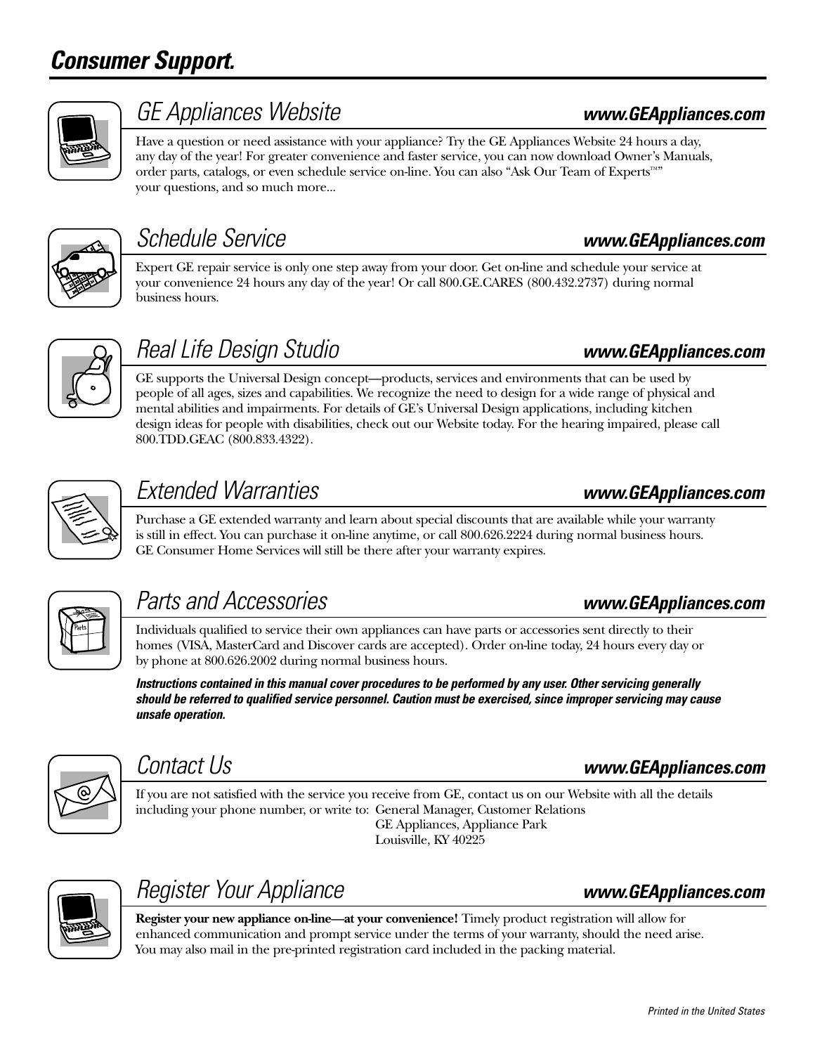# Consumer Support.

## GE Appliances Website — *www.GEAppliances.com*

Have a question or need assistance with your appliance? Try the GE Appliances Website 24 hours a day, any day of the year! For greater convenience and faster service, you can now download Owner's Manuals, order parts, catalogs, or even schedule service on-line. You can also "Ask Our Team of Experts™" your questions, and so much more...

## Schedule Service — *www.GEAppliances.com*

Expert GE repair service is only one step away from your door. Get on-line and schedule your service at your convenience 24 hours any day of the year! Or call 800.GE.CARES (800.432.2737) during normal business hours.

## Real Life Design Studio — *www.GEAppliances.com*

GE supports the Universal Design concept—products, services and environments that can be used by people of all ages, sizes and capabilities. We recognize the need to design for a wide range of physical and mental abilities and impairments. For details of GE's Universal Design applications, including kitchen design ideas for people with disabilities, check out our Website today. For the hearing impaired, please call 800.TDD.GEAC (800.833.4322).

## Extended Warranties — *www.GEAppliances.com*

Purchase a GE extended warranty and learn about special discounts that are available while your warranty is still in effect. You can purchase it on-line anytime, or call 800.626.2224 during normal business hours. GE Consumer Home Services will still be there after your warranty expires.

## Parts and Accessories — *www.GEAppliances.com*

Individuals qualified to service their own appliances can have parts or accessories sent directly to their homes (VISA, MasterCard and Discover cards are accepted). Order on-line today, 24 hours every day or by phone at 800.626.2002 during normal business hours.

***Instructions contained in this manual cover procedures to be performed by any user. Other servicing generally should be referred to qualified service personnel. Caution must be exercised, since improper servicing may cause unsafe operation.***

## Contact Us — *www.GEAppliances.com*

If you are not satisfied with the service you receive from GE, contact us on our Website with all the details including your phone number, or write to:

General Manager, Customer Relations
GE Appliances, Appliance Park
Louisville, KY 40225

## Register Your Appliance — *www.GEAppliances.com*

**Register your new appliance on-line—at your convenience!** Timely product registration will allow for enhanced communication and prompt service under the terms of your warranty, should the need arise. You may also mail in the pre-printed registration card included in the packing material.

*Printed in the United States*